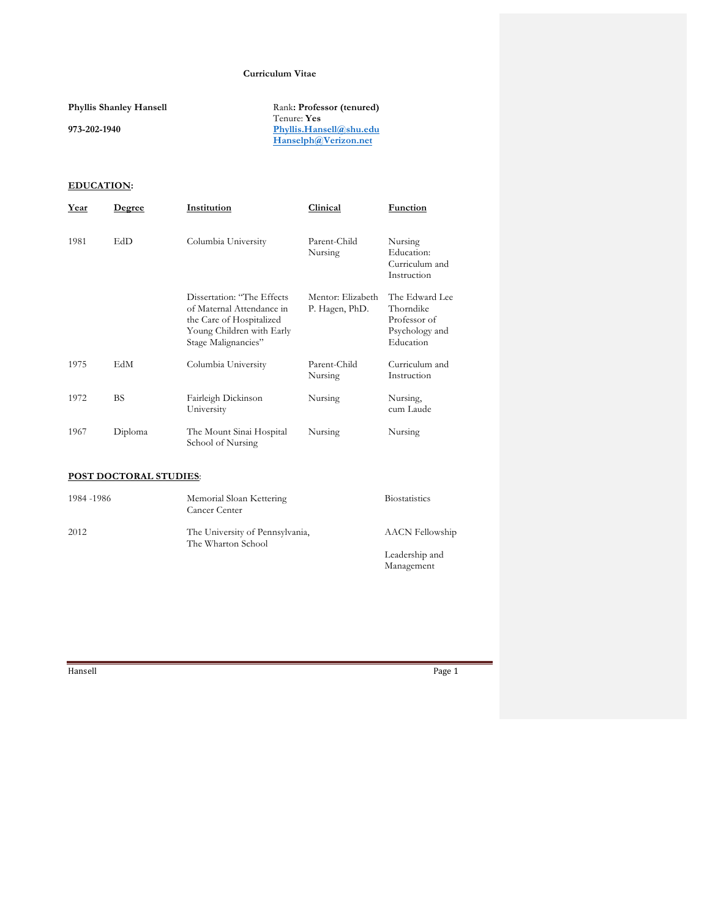# Curriculum Vitae

**Phyllis Shanley Hansell**

**973-202-1940**

Rank**: Professor (tenured)**
Tenure: **Yes**
**Phyllis.Hansell@shu.edu**
**Hanselph@Verizon.net**

## EDUCATION:

| Year | Degree | Institution | Clinical | Function |
|---|---|---|---|---|
| 1981 | EdD | Columbia University | Parent-Child Nursing | Nursing Education: Curriculum and Instruction |
| | | Dissertation: "The Effects of Maternal Attendance in the Care of Hospitalized Young Children with Early Stage Malignancies" | Mentor: Elizabeth P. Hagen, PhD. | The Edward Lee Thorndike Professor of Psychology and Education |
| 1975 | EdM | Columbia University | Parent-Child Nursing | Curriculum and Instruction |
| 1972 | BS | Fairleigh Dickinson University | Nursing | Nursing, cum Laude |
| 1967 | Diploma | The Mount Sinai Hospital School of Nursing | Nursing | Nursing |

## POST DOCTORAL STUDIES:

| | | |
|---|---|---|
| 1984 -1986 | Memorial Sloan Kettering Cancer Center | Biostatistics |
| 2012 | The University of Pennsylvania, The Wharton School | AACN Fellowship<br>Leadership and Management |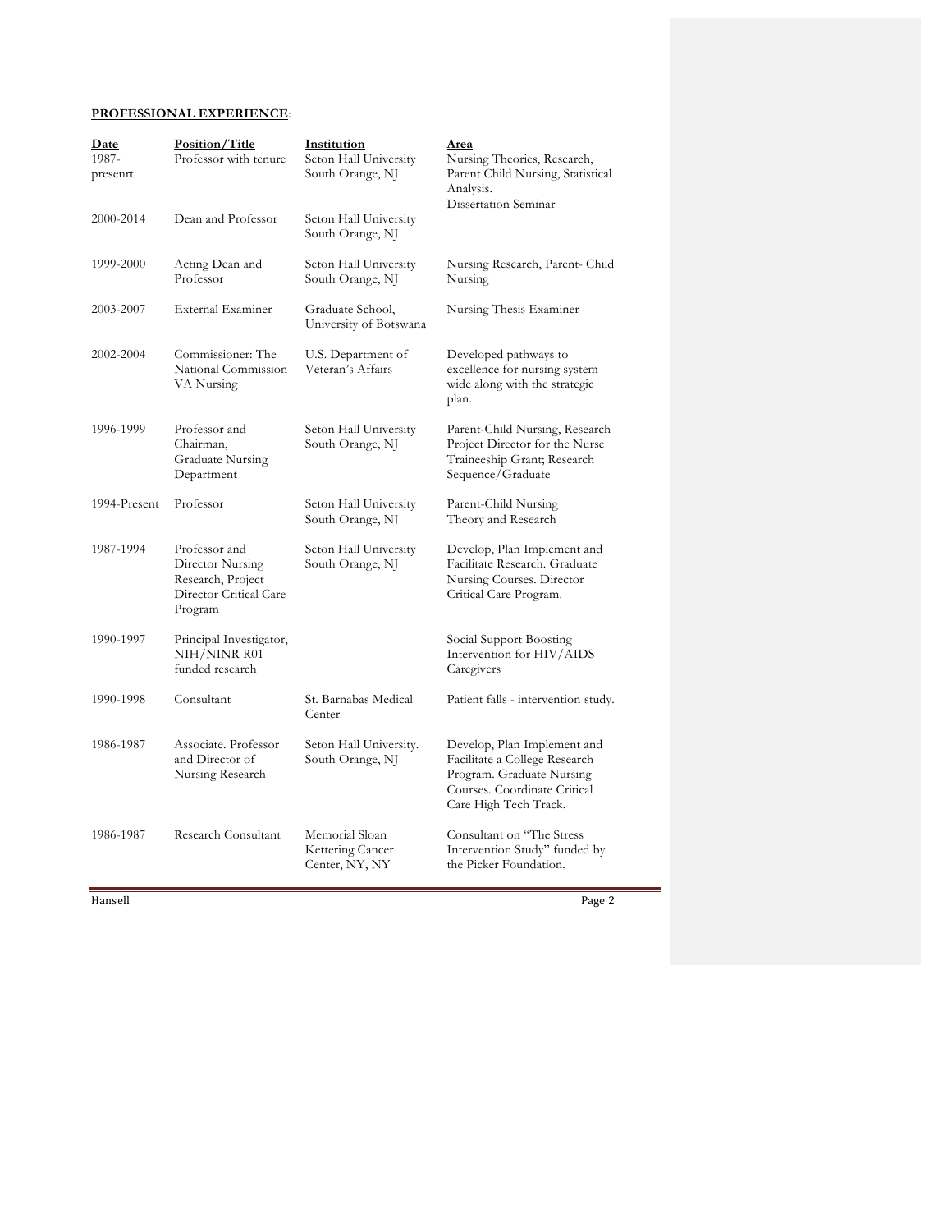**PROFESSIONAL EXPERIENCE**:

| Date | Position/Title | Institution | Area |
|---|---|---|---|
| 1987-presenrt | Professor with tenure | Seton Hall University South Orange, NJ | Nursing Theories, Research, Parent Child Nursing, Statistical Analysis. Dissertation Seminar |
| 2000-2014 | Dean and Professor | Seton Hall University South Orange, NJ | |
| 1999-2000 | Acting Dean and Professor | Seton Hall University South Orange, NJ | Nursing Research, Parent- Child Nursing |
| 2003-2007 | External Examiner | Graduate School, University of Botswana | Nursing Thesis Examiner |
| 2002-2004 | Commissioner: The National Commission VA Nursing | U.S. Department of Veteran's Affairs | Developed pathways to excellence for nursing system wide along with the strategic plan. |
| 1996-1999 | Professor and Chairman, Graduate Nursing Department | Seton Hall University South Orange, NJ | Parent-Child Nursing, Research Project Director for the Nurse Traineeship Grant; Research Sequence/Graduate |
| 1994-Present | Professor | Seton Hall University South Orange, NJ | Parent-Child Nursing Theory and Research |
| 1987-1994 | Professor and Director Nursing Research, Project Director Critical Care Program | Seton Hall University South Orange, NJ | Develop, Plan Implement and Facilitate Research. Graduate Nursing Courses. Director Critical Care Program. |
| 1990-1997 | Principal Investigator, NIH/NINR R01 funded research | | Social Support Boosting Intervention for HIV/AIDS Caregivers |
| 1990-1998 | Consultant | St. Barnabas Medical Center | Patient falls - intervention study. |
| 1986-1987 | Associate. Professor and Director of Nursing Research | Seton Hall University. South Orange, NJ | Develop, Plan Implement and Facilitate a College Research Program. Graduate Nursing Courses. Coordinate Critical Care High Tech Track. |
| 1986-1987 | Research Consultant | Memorial Sloan Kettering Cancer Center, NY, NY | Consultant on "The Stress Intervention Study" funded by the Picker Foundation. |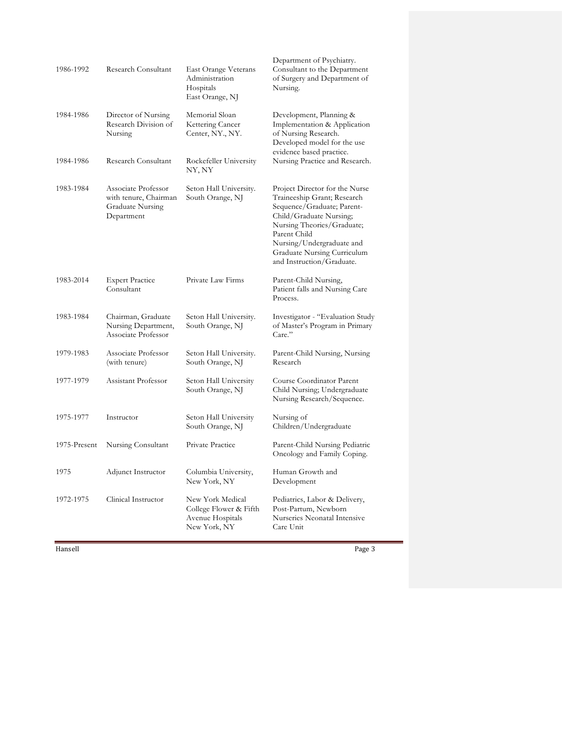| | | | |
|---|---|---|---|
| 1986-1992 | Research Consultant | East Orange Veterans Administration Hospitals East Orange, NJ | Department of Psychiatry. Consultant to the Department of Surgery and Department of Nursing. |
| 1984-1986 | Director of Nursing Research Division of Nursing | Memorial Sloan Kettering Cancer Center, NY., NY. | Development, Planning & Implementation & Application of Nursing Research. Developed model for the use evidence based practice. |
| 1984-1986 | Research Consultant | Rockefeller University NY, NY | Nursing Practice and Research. |
| 1983-1984 | Associate Professor with tenure, Chairman Graduate Nursing Department | Seton Hall University. South Orange, NJ | Project Director for the Nurse Traineeship Grant; Research Sequence/Graduate; Parent-Child/Graduate Nursing; Nursing Theories/Graduate; Parent Child Nursing/Undergraduate and Graduate Nursing Curriculum and Instruction/Graduate. |
| 1983-2014 | Expert Practice Consultant | Private Law Firms | Parent-Child Nursing, Patient falls and Nursing Care Process. |
| 1983-1984 | Chairman, Graduate Nursing Department, Associate Professor | Seton Hall University. South Orange, NJ | Investigator - "Evaluation Study of Master's Program in Primary Care." |
| 1979-1983 | Associate Professor (with tenure) | Seton Hall University. South Orange, NJ | Parent-Child Nursing, Nursing Research |
| 1977-1979 | Assistant Professor | Seton Hall University South Orange, NJ | Course Coordinator Parent Child Nursing; Undergraduate Nursing Research/Sequence. |
| 1975-1977 | Instructor | Seton Hall University South Orange, NJ | Nursing of Children/Undergraduate |
| 1975-Present | Nursing Consultant | Private Practice | Parent-Child Nursing Pediatric Oncology and Family Coping. |
| 1975 | Adjunct Instructor | Columbia University, New York, NY | Human Growth and Development |
| 1972-1975 | Clinical Instructor | New York Medical College Flower & Fifth Avenue Hospitals New York, NY | Pediatrics, Labor & Delivery, Post-Partum, Newborn Nurseries Neonatal Intensive Care Unit |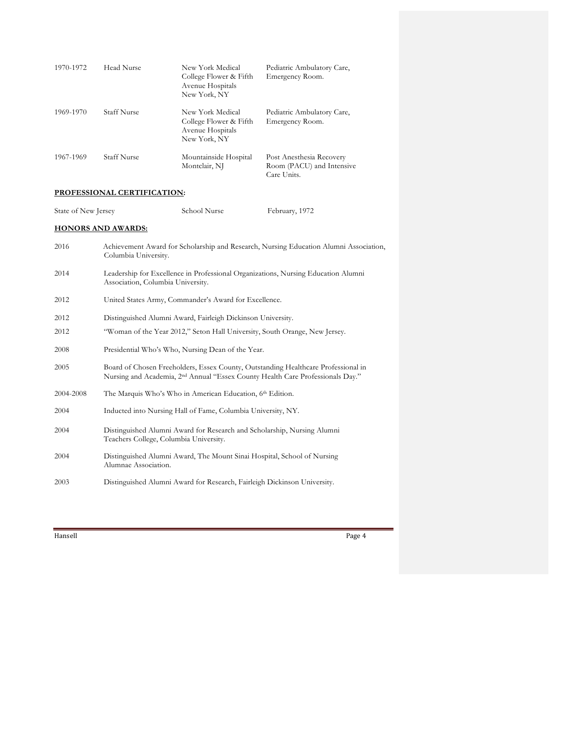| | | | |
|---|---|---|---|
| 1970-1972 | Head Nurse | New York Medical College Flower & Fifth Avenue Hospitals New York, NY | Pediatric Ambulatory Care, Emergency Room. |
| 1969-1970 | Staff Nurse | New York Medical College Flower & Fifth Avenue Hospitals New York, NY | Pediatric Ambulatory Care, Emergency Room. |
| 1967-1969 | Staff Nurse | Mountainside Hospital Montclair, NJ | Post Anesthesia Recovery Room (PACU) and Intensive Care Units. |

## PROFESSIONAL CERTIFICATION:

| | | |
|---|---|---|
| State of New Jersey | School Nurse | February, 1972 |

## HONORS AND AWARDS:

| | |
|---|---|
| 2016 | Achievement Award for Scholarship and Research, Nursing Education Alumni Association, Columbia University. |
| 2014 | Leadership for Excellence in Professional Organizations, Nursing Education Alumni Association, Columbia University. |
| 2012 | United States Army, Commander's Award for Excellence. |
| 2012 | Distinguished Alumni Award, Fairleigh Dickinson University. |
| 2012 | "Woman of the Year 2012," Seton Hall University, South Orange, New Jersey. |
| 2008 | Presidential Who's Who, Nursing Dean of the Year. |
| 2005 | Board of Chosen Freeholders, Essex County, Outstanding Healthcare Professional in Nursing and Academia, 2nd Annual "Essex County Health Care Professionals Day." |
| 2004-2008 | The Marquis Who's Who in American Education, 6th Edition. |
| 2004 | Inducted into Nursing Hall of Fame, Columbia University, NY. |
| 2004 | Distinguished Alumni Award for Research and Scholarship, Nursing Alumni Teachers College, Columbia University. |
| 2004 | Distinguished Alumni Award, The Mount Sinai Hospital, School of Nursing Alumnae Association. |
| 2003 | Distinguished Alumni Award for Research, Fairleigh Dickinson University. |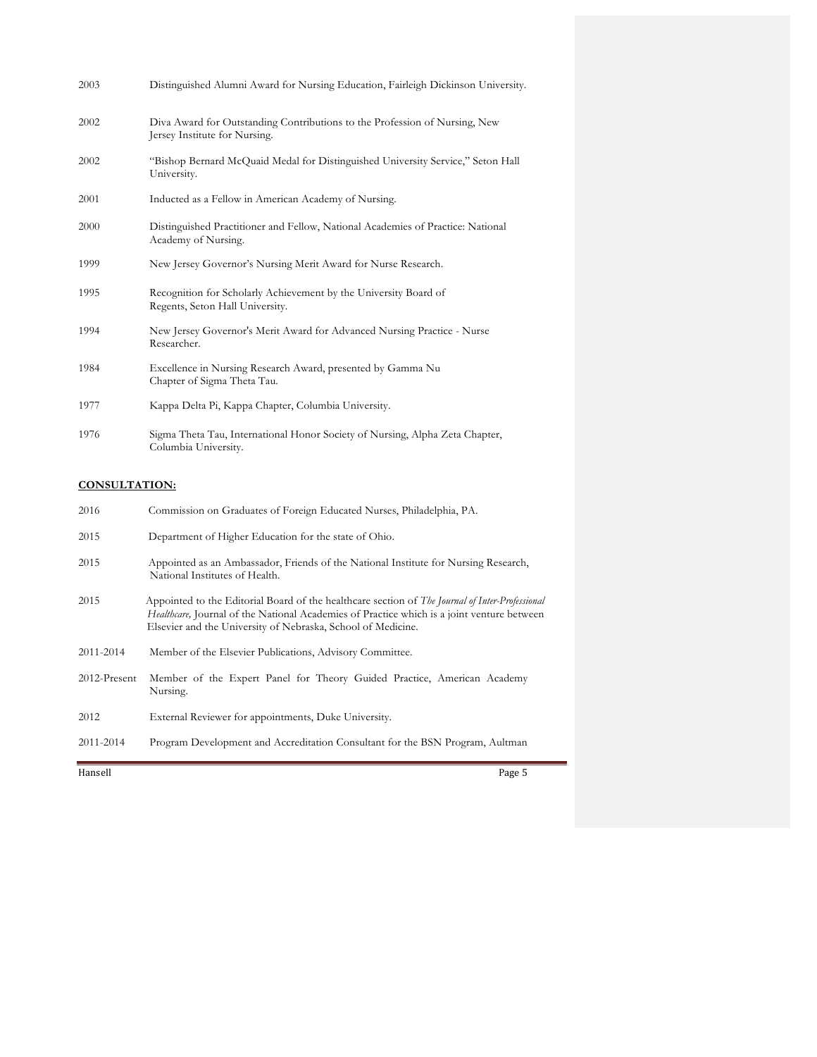| | |
|---|---|
| 2003 | Distinguished Alumni Award for Nursing Education, Fairleigh Dickinson University. |
| 2002 | Diva Award for Outstanding Contributions to the Profession of Nursing, New Jersey Institute for Nursing. |
| 2002 | "Bishop Bernard McQuaid Medal for Distinguished University Service," Seton Hall University. |
| 2001 | Inducted as a Fellow in American Academy of Nursing. |
| 2000 | Distinguished Practitioner and Fellow, National Academies of Practice: National Academy of Nursing. |
| 1999 | New Jersey Governor's Nursing Merit Award for Nurse Research. |
| 1995 | Recognition for Scholarly Achievement by the University Board of Regents, Seton Hall University. |
| 1994 | New Jersey Governor's Merit Award for Advanced Nursing Practice - Nurse Researcher. |
| 1984 | Excellence in Nursing Research Award, presented by Gamma Nu Chapter of Sigma Theta Tau. |
| 1977 | Kappa Delta Pi, Kappa Chapter, Columbia University. |
| 1976 | Sigma Theta Tau, International Honor Society of Nursing, Alpha Zeta Chapter, Columbia University. |

**CONSULTATION:**

| | |
|---|---|
| 2016 | Commission on Graduates of Foreign Educated Nurses, Philadelphia, PA. |
| 2015 | Department of Higher Education for the state of Ohio. |
| 2015 | Appointed as an Ambassador, Friends of the National Institute for Nursing Research, National Institutes of Health. |
| 2015 | Appointed to the Editorial Board of the healthcare section of *The Journal of Inter-Professional Healthcare,* Journal of the National Academies of Practice which is a joint venture between Elsevier and the University of Nebraska, School of Medicine. |
| 2011-2014 | Member of the Elsevier Publications, Advisory Committee. |
| 2012-Present | Member of the Expert Panel for Theory Guided Practice, American Academy Nursing. |
| 2012 | External Reviewer for appointments, Duke University. |
| 2011-2014 | Program Development and Accreditation Consultant for the BSN Program, Aultman |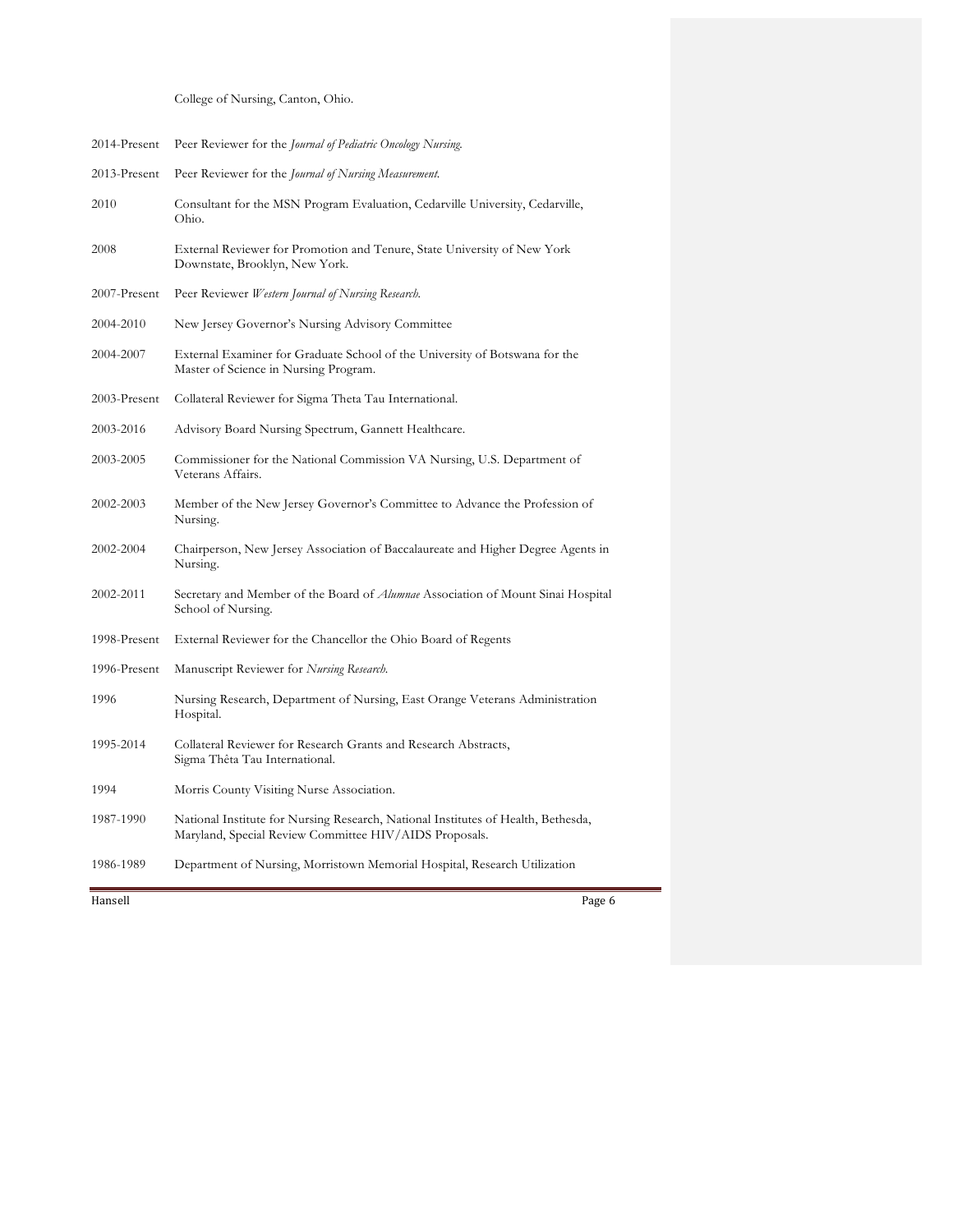College of Nursing, Canton, Ohio.

| | |
|---|---|
| 2014-Present | Peer Reviewer for the *Journal of Pediatric Oncology Nursing.* |
| 2013-Present | Peer Reviewer for the *Journal of Nursing Measurement.* |
| 2010 | Consultant for the MSN Program Evaluation, Cedarville University, Cedarville, Ohio. |
| 2008 | External Reviewer for Promotion and Tenure, State University of New York Downstate, Brooklyn, New York. |
| 2007-Present | Peer Reviewer *Western Journal of Nursing Research.* |
| 2004-2010 | New Jersey Governor's Nursing Advisory Committee |
| 2004-2007 | External Examiner for Graduate School of the University of Botswana for the Master of Science in Nursing Program. |
| 2003-Present | Collateral Reviewer for Sigma Theta Tau International. |
| 2003-2016 | Advisory Board Nursing Spectrum, Gannett Healthcare. |
| 2003-2005 | Commissioner for the National Commission VA Nursing, U.S. Department of Veterans Affairs. |
| 2002-2003 | Member of the New Jersey Governor's Committee to Advance the Profession of Nursing. |
| 2002-2004 | Chairperson, New Jersey Association of Baccalaureate and Higher Degree Agents in Nursing. |
| 2002-2011 | Secretary and Member of the Board of *Alumnae* Association of Mount Sinai Hospital School of Nursing. |
| 1998-Present | External Reviewer for the Chancellor the Ohio Board of Regents |
| 1996-Present | Manuscript Reviewer for *Nursing Research.* |
| 1996 | Nursing Research, Department of Nursing, East Orange Veterans Administration Hospital. |
| 1995-2014 | Collateral Reviewer for Research Grants and Research Abstracts, Sigma Thêta Tau International. |
| 1994 | Morris County Visiting Nurse Association. |
| 1987-1990 | National Institute for Nursing Research, National Institutes of Health, Bethesda, Maryland, Special Review Committee HIV/AIDS Proposals. |
| 1986-1989 | Department of Nursing, Morristown Memorial Hospital, Research Utilization |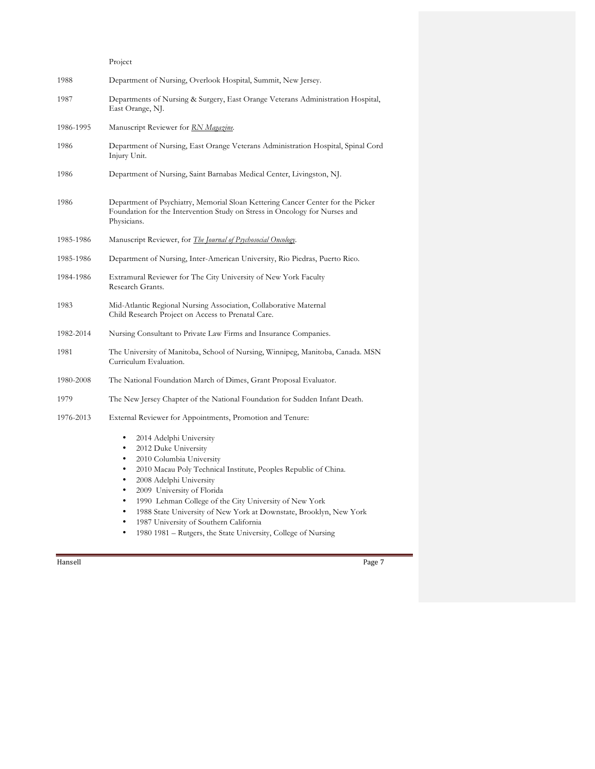Project

| | |
|---|---|
| 1988 | Department of Nursing, Overlook Hospital, Summit, New Jersey. |
| 1987 | Departments of Nursing & Surgery, East Orange Veterans Administration Hospital, East Orange, NJ. |
| 1986-1995 | Manuscript Reviewer for *RN Magazine*. |
| 1986 | Department of Nursing, East Orange Veterans Administration Hospital, Spinal Cord Injury Unit. |
| 1986 | Department of Nursing, Saint Barnabas Medical Center, Livingston, NJ. |
| 1986 | Department of Psychiatry, Memorial Sloan Kettering Cancer Center for the Picker Foundation for the Intervention Study on Stress in Oncology for Nurses and Physicians. |
| 1985-1986 | Manuscript Reviewer, for *The Journal of Psychosocial Oncology*. |
| 1985-1986 | Department of Nursing, Inter-American University, Rio Piedras, Puerto Rico. |
| 1984-1986 | Extramural Reviewer for The City University of New York Faculty Research Grants. |
| 1983 | Mid-Atlantic Regional Nursing Association, Collaborative Maternal Child Research Project on Access to Prenatal Care. |
| 1982-2014 | Nursing Consultant to Private Law Firms and Insurance Companies. |
| 1981 | The University of Manitoba, School of Nursing, Winnipeg, Manitoba, Canada. MSN Curriculum Evaluation. |
| 1980-2008 | The National Foundation March of Dimes, Grant Proposal Evaluator. |
| 1979 | The New Jersey Chapter of the National Foundation for Sudden Infant Death. |
| 1976-2013 | External Reviewer for Appointments, Promotion and Tenure: |

- 2014 Adelphi University
- 2012 Duke University
- 2010 Columbia University
- 2010 Macau Poly Technical Institute, Peoples Republic of China.
- 2008 Adelphi University
- 2009 University of Florida
- 1990 Lehman College of the City University of New York
- 1988 State University of New York at Downstate, Brooklyn, New York
- 1987 University of Southern California
- 1980 1981 – Rutgers, the State University, College of Nursing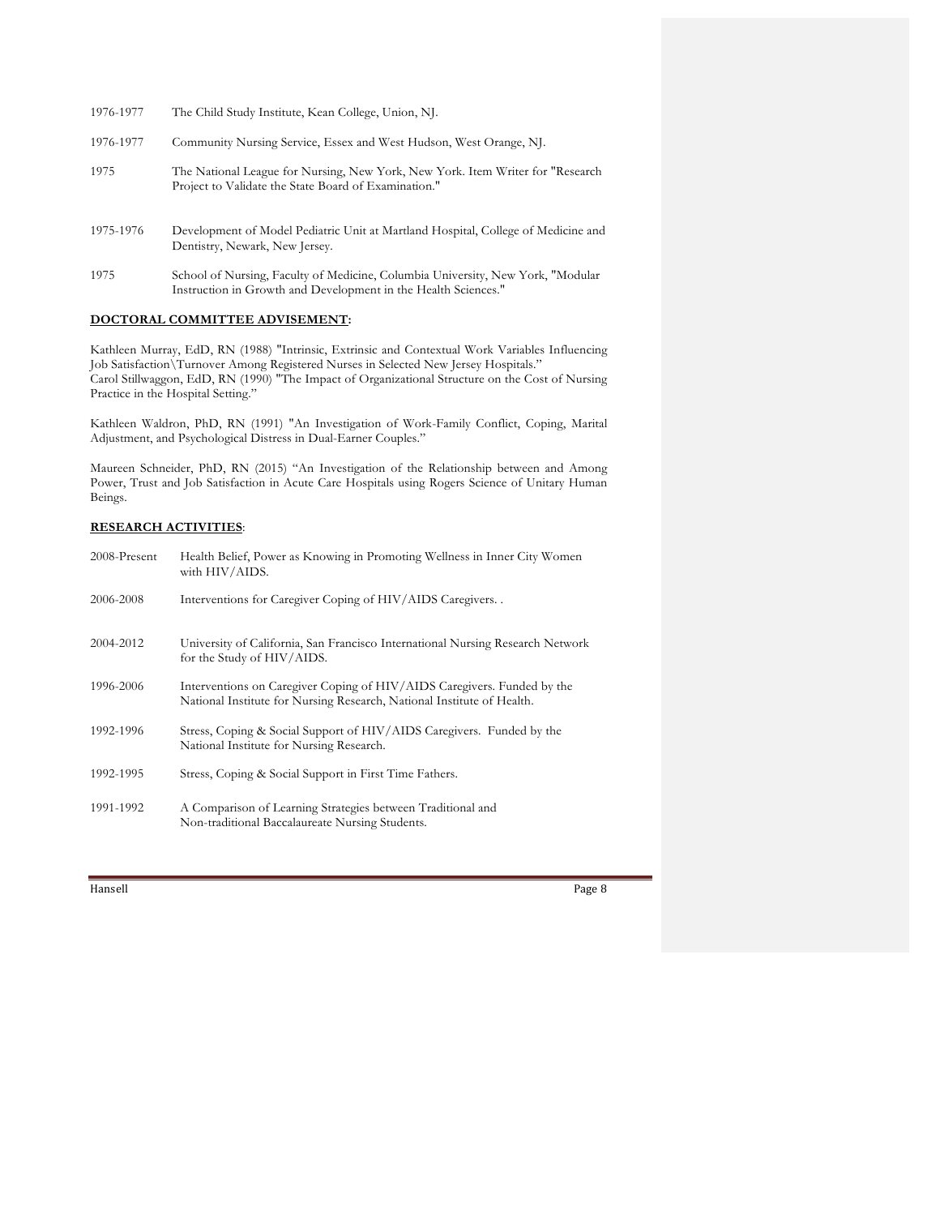| | |
|---|---|
| 1976-1977 | The Child Study Institute, Kean College, Union, NJ. |
| 1976-1977 | Community Nursing Service, Essex and West Hudson, West Orange, NJ. |
| 1975 | The National League for Nursing, New York, New York. Item Writer for "Research Project to Validate the State Board of Examination." |
| 1975-1976 | Development of Model Pediatric Unit at Martland Hospital, College of Medicine and Dentistry, Newark, New Jersey. |
| 1975 | School of Nursing, Faculty of Medicine, Columbia University, New York, "Modular Instruction in Growth and Development in the Health Sciences." |

**DOCTORAL COMMITTEE ADVISEMENT:**

Kathleen Murray, EdD, RN (1988) "Intrinsic, Extrinsic and Contextual Work Variables Influencing Job Satisfaction\Turnover Among Registered Nurses in Selected New Jersey Hospitals."
Carol Stillwaggon, EdD, RN (1990) "The Impact of Organizational Structure on the Cost of Nursing Practice in the Hospital Setting."

Kathleen Waldron, PhD, RN (1991) "An Investigation of Work-Family Conflict, Coping, Marital Adjustment, and Psychological Distress in Dual-Earner Couples."

Maureen Schneider, PhD, RN (2015) "An Investigation of the Relationship between and Among Power, Trust and Job Satisfaction in Acute Care Hospitals using Rogers Science of Unitary Human Beings.

**RESEARCH ACTIVITIES**:

| | |
|---|---|
| 2008-Present | Health Belief, Power as Knowing in Promoting Wellness in Inner City Women with HIV/AIDS. |
| 2006-2008 | Interventions for Caregiver Coping of HIV/AIDS Caregivers. . |
| 2004-2012 | University of California, San Francisco International Nursing Research Network for the Study of HIV/AIDS. |
| 1996-2006 | Interventions on Caregiver Coping of HIV/AIDS Caregivers. Funded by the National Institute for Nursing Research, National Institute of Health. |
| 1992-1996 | Stress, Coping & Social Support of HIV/AIDS Caregivers. Funded by the National Institute for Nursing Research. |
| 1992-1995 | Stress, Coping & Social Support in First Time Fathers. |
| 1991-1992 | A Comparison of Learning Strategies between Traditional and Non-traditional Baccalaureate Nursing Students. |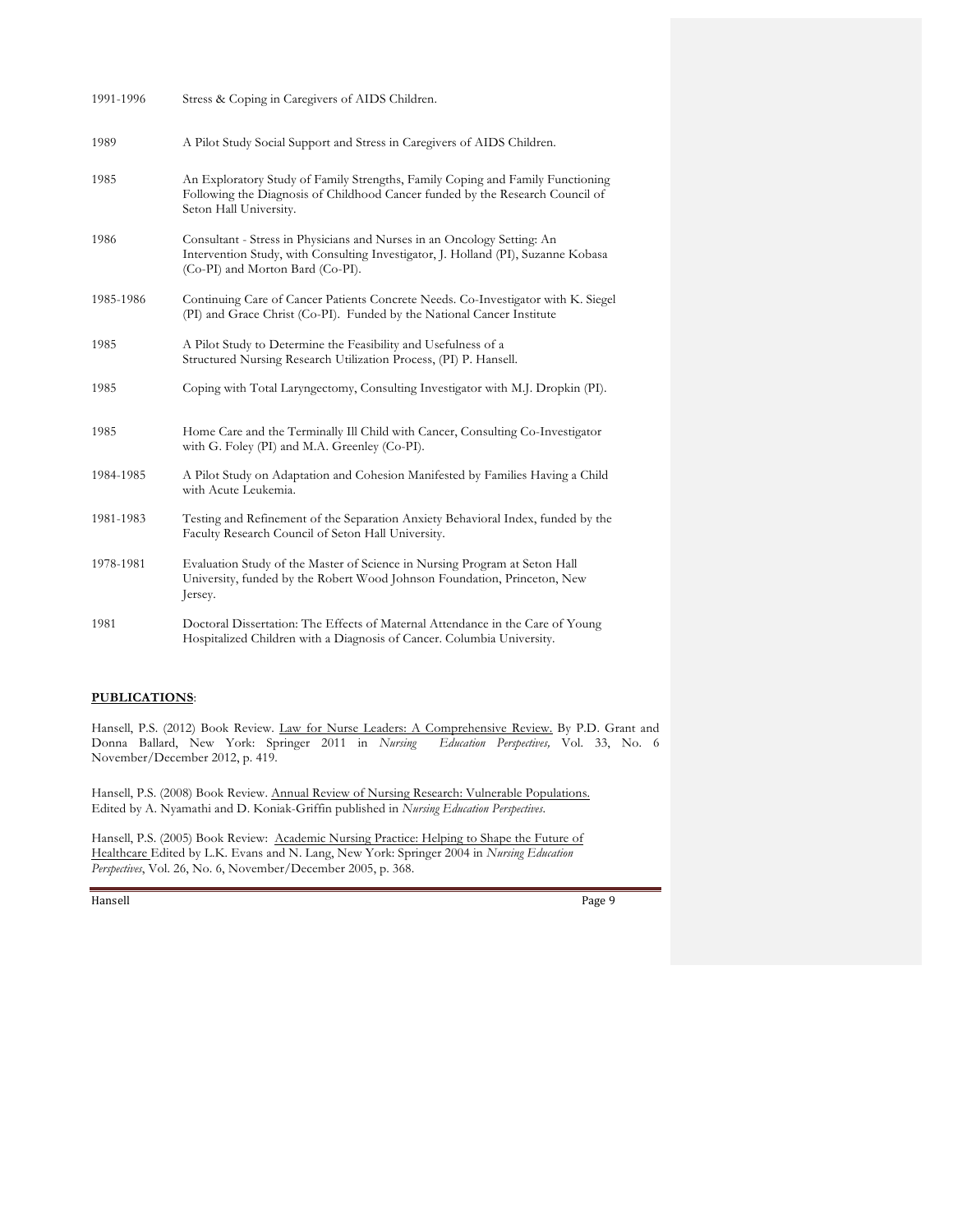| | |
|---|---|
| 1991-1996 | Stress & Coping in Caregivers of AIDS Children. |
| 1989 | A Pilot Study Social Support and Stress in Caregivers of AIDS Children. |
| 1985 | An Exploratory Study of Family Strengths, Family Coping and Family Functioning Following the Diagnosis of Childhood Cancer funded by the Research Council of Seton Hall University. |
| 1986 | Consultant - Stress in Physicians and Nurses in an Oncology Setting: An Intervention Study, with Consulting Investigator, J. Holland (PI), Suzanne Kobasa (Co-PI) and Morton Bard (Co-PI). |
| 1985-1986 | Continuing Care of Cancer Patients Concrete Needs. Co-Investigator with K. Siegel (PI) and Grace Christ (Co-PI). Funded by the National Cancer Institute |
| 1985 | A Pilot Study to Determine the Feasibility and Usefulness of a Structured Nursing Research Utilization Process, (PI) P. Hansell. |
| 1985 | Coping with Total Laryngectomy, Consulting Investigator with M.J. Dropkin (PI). |
| 1985 | Home Care and the Terminally Ill Child with Cancer, Consulting Co-Investigator with G. Foley (PI) and M.A. Greenley (Co-PI). |
| 1984-1985 | A Pilot Study on Adaptation and Cohesion Manifested by Families Having a Child with Acute Leukemia. |
| 1981-1983 | Testing and Refinement of the Separation Anxiety Behavioral Index, funded by the Faculty Research Council of Seton Hall University. |
| 1978-1981 | Evaluation Study of the Master of Science in Nursing Program at Seton Hall University, funded by the Robert Wood Johnson Foundation, Princeton, New Jersey. |
| 1981 | Doctoral Dissertation: The Effects of Maternal Attendance in the Care of Young Hospitalized Children with a Diagnosis of Cancer. Columbia University. |

**PUBLICATIONS**:

Hansell, P.S. (2012) Book Review. Law for Nurse Leaders: A Comprehensive Review. By P.D. Grant and Donna Ballard, New York: Springer 2011 in *Nursing Education Perspectives,* Vol. 33, No. 6 November/December 2012, p. 419.

Hansell, P.S. (2008) Book Review. Annual Review of Nursing Research: Vulnerable Populations. Edited by A. Nyamathi and D. Koniak-Griffin published in *Nursing Education Perspectives*.

Hansell, P.S. (2005) Book Review: Academic Nursing Practice: Helping to Shape the Future of Healthcare Edited by L.K. Evans and N. Lang, New York: Springer 2004 in *Nursing Education Perspectives*, Vol. 26, No. 6, November/December 2005, p. 368.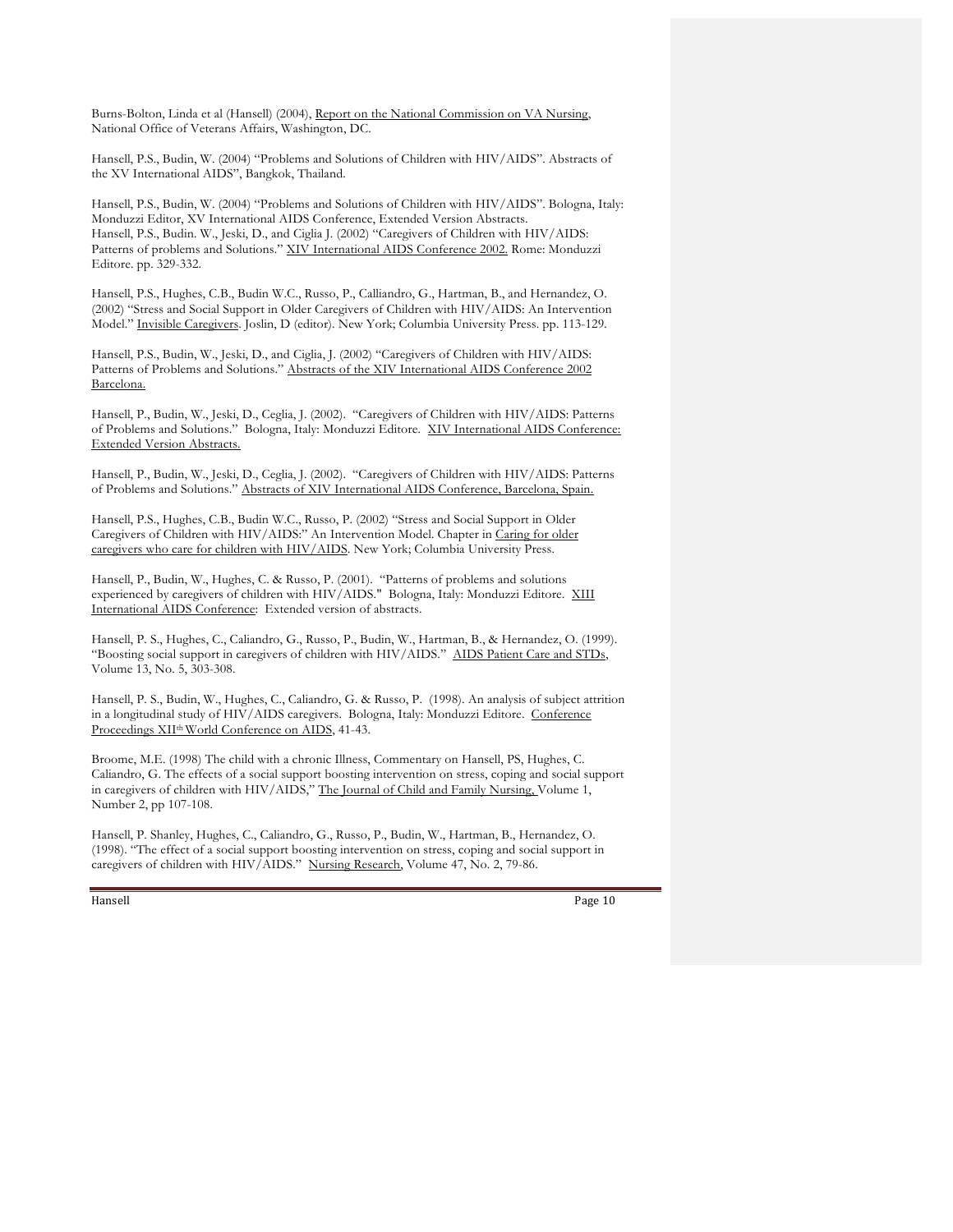Burns-Bolton, Linda et al (Hansell) (2004), Report on the National Commission on VA Nursing, National Office of Veterans Affairs, Washington, DC.

Hansell, P.S., Budin, W. (2004) "Problems and Solutions of Children with HIV/AIDS". Abstracts of the XV International AIDS", Bangkok, Thailand.

Hansell, P.S., Budin, W. (2004) "Problems and Solutions of Children with HIV/AIDS". Bologna, Italy: Monduzzi Editor, XV International AIDS Conference, Extended Version Abstracts.
Hansell, P.S., Budin. W., Jeski, D., and Ciglia J. (2002) "Caregivers of Children with HIV/AIDS: Patterns of problems and Solutions." XIV International AIDS Conference 2002. Rome: Monduzzi Editore. pp. 329-332.

Hansell, P.S., Hughes, C.B., Budin W.C., Russo, P., Calliandro, G., Hartman, B., and Hernandez, O. (2002) "Stress and Social Support in Older Caregivers of Children with HIV/AIDS: An Intervention Model." Invisible Caregivers. Joslin, D (editor). New York; Columbia University Press. pp. 113-129.

Hansell, P.S., Budin, W., Jeski, D., and Ciglia, J. (2002) "Caregivers of Children with HIV/AIDS: Patterns of Problems and Solutions." Abstracts of the XIV International AIDS Conference 2002 Barcelona.

Hansell, P., Budin, W., Jeski, D., Ceglia, J. (2002). "Caregivers of Children with HIV/AIDS: Patterns of Problems and Solutions." Bologna, Italy: Monduzzi Editore. XIV International AIDS Conference: Extended Version Abstracts.

Hansell, P., Budin, W., Jeski, D., Ceglia, J. (2002). "Caregivers of Children with HIV/AIDS: Patterns of Problems and Solutions." Abstracts of XIV International AIDS Conference, Barcelona, Spain.

Hansell, P.S., Hughes, C.B., Budin W.C., Russo, P. (2002) "Stress and Social Support in Older Caregivers of Children with HIV/AIDS:" An Intervention Model. Chapter in Caring for older caregivers who care for children with HIV/AIDS. New York; Columbia University Press.

Hansell, P., Budin, W., Hughes, C. & Russo, P. (2001). "Patterns of problems and solutions experienced by caregivers of children with HIV/AIDS." Bologna, Italy: Monduzzi Editore. XIII International AIDS Conference: Extended version of abstracts.

Hansell, P. S., Hughes, C., Caliandro, G., Russo, P., Budin, W., Hartman, B., & Hernandez, O. (1999). "Boosting social support in caregivers of children with HIV/AIDS." AIDS Patient Care and STDs, Volume 13, No. 5, 303-308.

Hansell, P. S., Budin, W., Hughes, C., Caliandro, G. & Russo, P. (1998). An analysis of subject attrition in a longitudinal study of HIV/AIDS caregivers. Bologna, Italy: Monduzzi Editore. Conference Proceedings XIIth World Conference on AIDS, 41-43.

Broome, M.E. (1998) The child with a chronic Illness, Commentary on Hansell, PS, Hughes, C. Caliandro, G. The effects of a social support boosting intervention on stress, coping and social support in caregivers of children with HIV/AIDS," The Journal of Child and Family Nursing, Volume 1, Number 2, pp 107-108.

Hansell, P. Shanley, Hughes, C., Caliandro, G., Russo, P., Budin, W., Hartman, B., Hernandez, O. (1998). "The effect of a social support boosting intervention on stress, coping and social support in caregivers of children with HIV/AIDS." Nursing Research, Volume 47, No. 2, 79-86.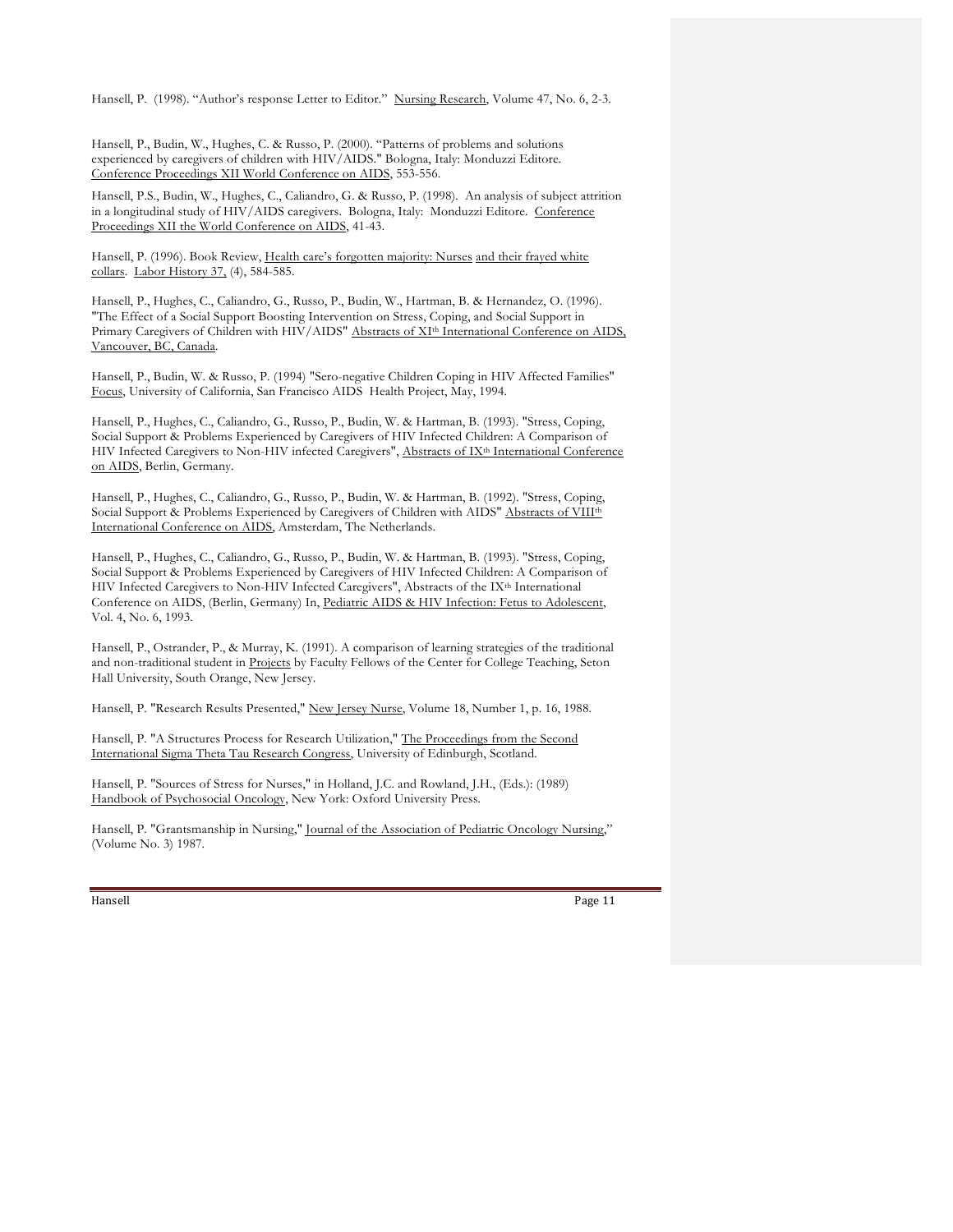Hansell, P.  (1998). "Author's response Letter to Editor."  Nursing Research, Volume 47, No. 6, 2-3.

Hansell, P., Budin, W., Hughes, C. & Russo, P. (2000). "Patterns of problems and solutions experienced by caregivers of children with HIV/AIDS." Bologna, Italy: Monduzzi Editore. Conference Proceedings XII World Conference on AIDS, 553-556.

Hansell, P.S., Budin, W., Hughes, C., Caliandro, G. & Russo, P. (1998).  An analysis of subject attrition in a longitudinal study of HIV/AIDS caregivers.  Bologna, Italy:  Monduzzi Editore.  Conference Proceedings XII the World Conference on AIDS, 41-43.

Hansell, P. (1996). Book Review, Health care's forgotten majority: Nurses and their frayed white collars.  Labor History 37, (4), 584-585.

Hansell, P., Hughes, C., Caliandro, G., Russo, P., Budin, W., Hartman, B. & Hernandez, O. (1996). "The Effect of a Social Support Boosting Intervention on Stress, Coping, and Social Support in Primary Caregivers of Children with HIV/AIDS" Abstracts of XIth International Conference on AIDS, Vancouver, BC, Canada.

Hansell, P., Budin, W. & Russo, P. (1994) "Sero-negative Children Coping in HIV Affected Families" Focus, University of California, San Francisco AIDS  Health Project, May, 1994.

Hansell, P., Hughes, C., Caliandro, G., Russo, P., Budin, W. & Hartman, B. (1993). "Stress, Coping, Social Support & Problems Experienced by Caregivers of HIV Infected Children: A Comparison of HIV Infected Caregivers to Non-HIV infected Caregivers", Abstracts of IXth International Conference on AIDS, Berlin, Germany.

Hansell, P., Hughes, C., Caliandro, G., Russo, P., Budin, W. & Hartman, B. (1992). "Stress, Coping, Social Support & Problems Experienced by Caregivers of Children with AIDS" Abstracts of VIIIth International Conference on AIDS, Amsterdam, The Netherlands.

Hansell, P., Hughes, C., Caliandro, G., Russo, P., Budin, W. & Hartman, B. (1993). "Stress, Coping, Social Support & Problems Experienced by Caregivers of HIV Infected Children: A Comparison of HIV Infected Caregivers to Non-HIV Infected Caregivers", Abstracts of the IXth International Conference on AIDS, (Berlin, Germany) In, Pediatric AIDS & HIV Infection: Fetus to Adolescent, Vol. 4, No. 6, 1993.

Hansell, P., Ostrander, P., & Murray, K. (1991). A comparison of learning strategies of the traditional and non-traditional student in Projects by Faculty Fellows of the Center for College Teaching, Seton Hall University, South Orange, New Jersey.

Hansell, P. "Research Results Presented," New Jersey Nurse, Volume 18, Number 1, p. 16, 1988.

Hansell, P. "A Structures Process for Research Utilization," The Proceedings from the Second International Sigma Theta Tau Research Congress, University of Edinburgh, Scotland.

Hansell, P. "Sources of Stress for Nurses," in Holland, J.C. and Rowland, J.H., (Eds.): (1989) Handbook of Psychosocial Oncology, New York: Oxford University Press.

Hansell, P. "Grantsmanship in Nursing," Journal of the Association of Pediatric Oncology Nursing," (Volume No. 3) 1987.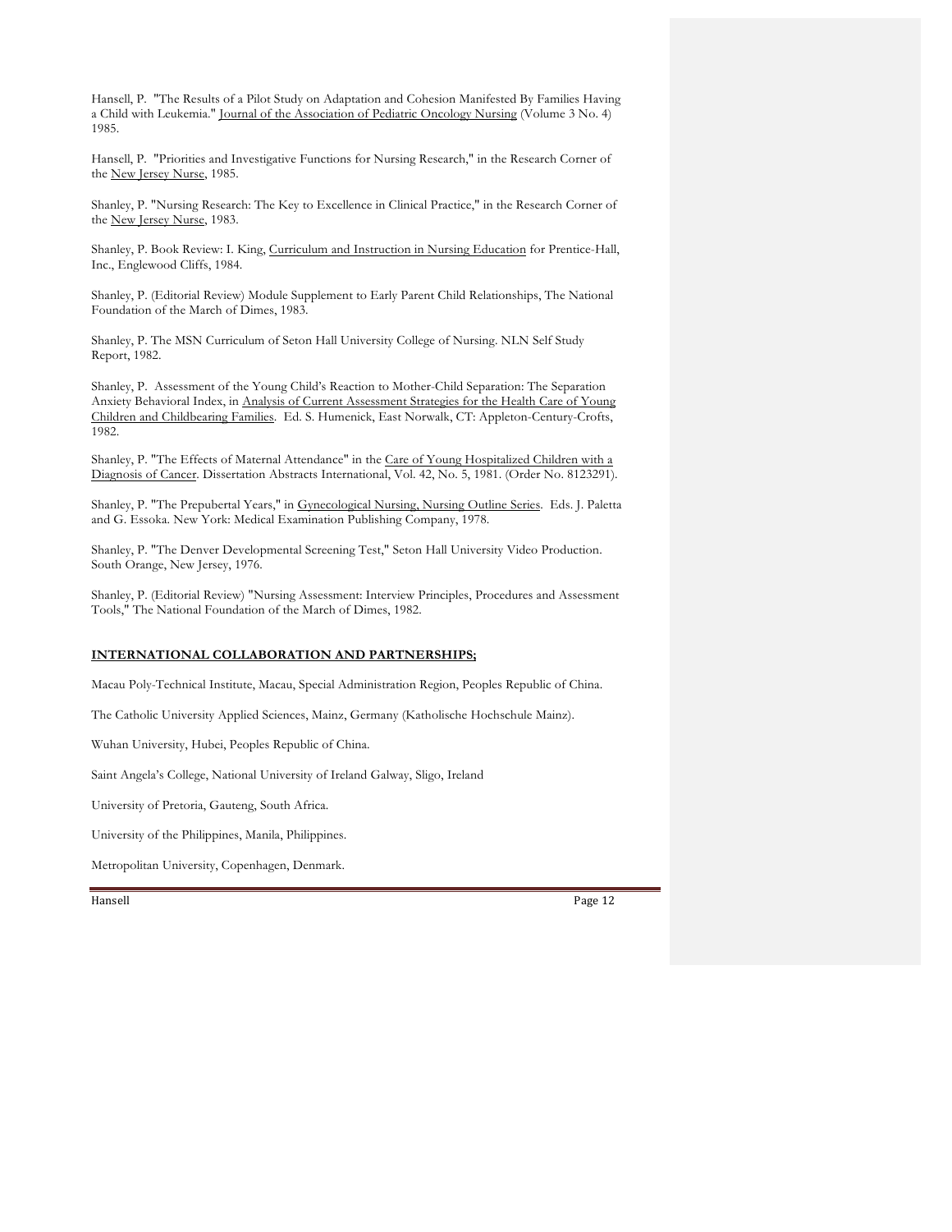Hansell, P. "The Results of a Pilot Study on Adaptation and Cohesion Manifested By Families Having a Child with Leukemia." Journal of the Association of Pediatric Oncology Nursing (Volume 3 No. 4) 1985.

Hansell, P. "Priorities and Investigative Functions for Nursing Research," in the Research Corner of the New Jersey Nurse, 1985.

Shanley, P. "Nursing Research: The Key to Excellence in Clinical Practice," in the Research Corner of the New Jersey Nurse, 1983.

Shanley, P. Book Review: I. King, Curriculum and Instruction in Nursing Education for Prentice-Hall, Inc., Englewood Cliffs, 1984.

Shanley, P. (Editorial Review) Module Supplement to Early Parent Child Relationships, The National Foundation of the March of Dimes, 1983.

Shanley, P. The MSN Curriculum of Seton Hall University College of Nursing. NLN Self Study Report, 1982.

Shanley, P. Assessment of the Young Child's Reaction to Mother-Child Separation: The Separation Anxiety Behavioral Index, in Analysis of Current Assessment Strategies for the Health Care of Young Children and Childbearing Families. Ed. S. Humenick, East Norwalk, CT: Appleton-Century-Crofts, 1982.

Shanley, P. "The Effects of Maternal Attendance" in the Care of Young Hospitalized Children with a Diagnosis of Cancer. Dissertation Abstracts International, Vol. 42, No. 5, 1981. (Order No. 8123291).

Shanley, P. "The Prepubertal Years," in Gynecological Nursing, Nursing Outline Series. Eds. J. Paletta and G. Essoka. New York: Medical Examination Publishing Company, 1978.

Shanley, P. "The Denver Developmental Screening Test," Seton Hall University Video Production. South Orange, New Jersey, 1976.

Shanley, P. (Editorial Review) "Nursing Assessment: Interview Principles, Procedures and Assessment Tools," The National Foundation of the March of Dimes, 1982.

## INTERNATIONAL COLLABORATION AND PARTNERSHIPS;

Macau Poly-Technical Institute, Macau, Special Administration Region, Peoples Republic of China.

The Catholic University Applied Sciences, Mainz, Germany (Katholische Hochschule Mainz).

Wuhan University, Hubei, Peoples Republic of China.

Saint Angela's College, National University of Ireland Galway, Sligo, Ireland

University of Pretoria, Gauteng, South Africa.

University of the Philippines, Manila, Philippines.

Metropolitan University, Copenhagen, Denmark.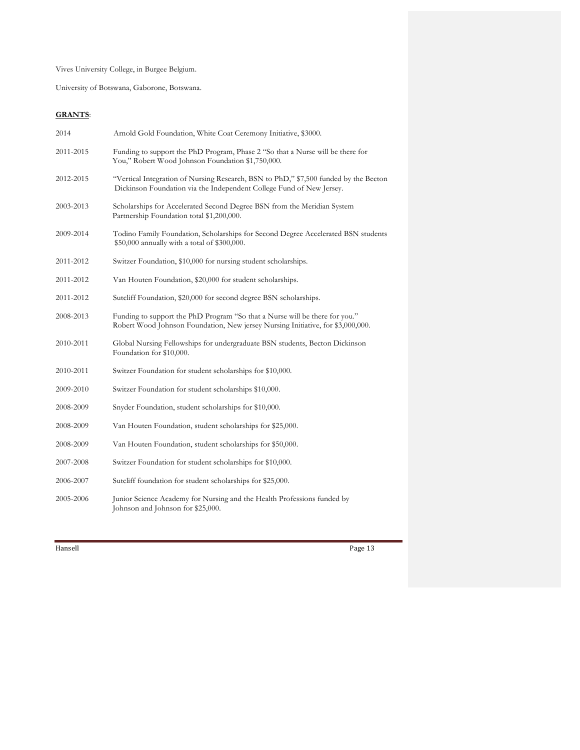Vives University College, in Burgee Belgium.

University of Botswana, Gaborone, Botswana.

**GRANTS**:

2014 Arnold Gold Foundation, White Coat Ceremony Initiative, $3000.

2011-2015 Funding to support the PhD Program, Phase 2 "So that a Nurse will be there for You," Robert Wood Johnson Foundation $1,750,000.

2012-2015 "Vertical Integration of Nursing Research, BSN to PhD," $7,500 funded by the Becton Dickinson Foundation via the Independent College Fund of New Jersey.

2003-2013 Scholarships for Accelerated Second Degree BSN from the Meridian System Partnership Foundation total $1,200,000.

2009-2014 Todino Family Foundation, Scholarships for Second Degree Accelerated BSN students $50,000 annually with a total of $300,000.

2011-2012 Switzer Foundation, $10,000 for nursing student scholarships.

2011-2012 Van Houten Foundation, $20,000 for student scholarships.

2011-2012 Sutcliff Foundation, $20,000 for second degree BSN scholarships.

2008-2013 Funding to support the PhD Program "So that a Nurse will be there for you." Robert Wood Johnson Foundation, New jersey Nursing Initiative, for $3,000,000.

2010-2011 Global Nursing Fellowships for undergraduate BSN students, Becton Dickinson Foundation for $10,000.

2010-2011 Switzer Foundation for student scholarships for $10,000.

2009-2010 Switzer Foundation for student scholarships $10,000.

2008-2009 Snyder Foundation, student scholarships for $10,000.

2008-2009 Van Houten Foundation, student scholarships for $25,000.

2008-2009 Van Houten Foundation, student scholarships for $50,000.

2007-2008 Switzer Foundation for student scholarships for $10,000.

2006-2007 Sutcliff foundation for student scholarships for $25,000.

2005-2006 Junior Science Academy for Nursing and the Health Professions funded by Johnson and Johnson for $25,000.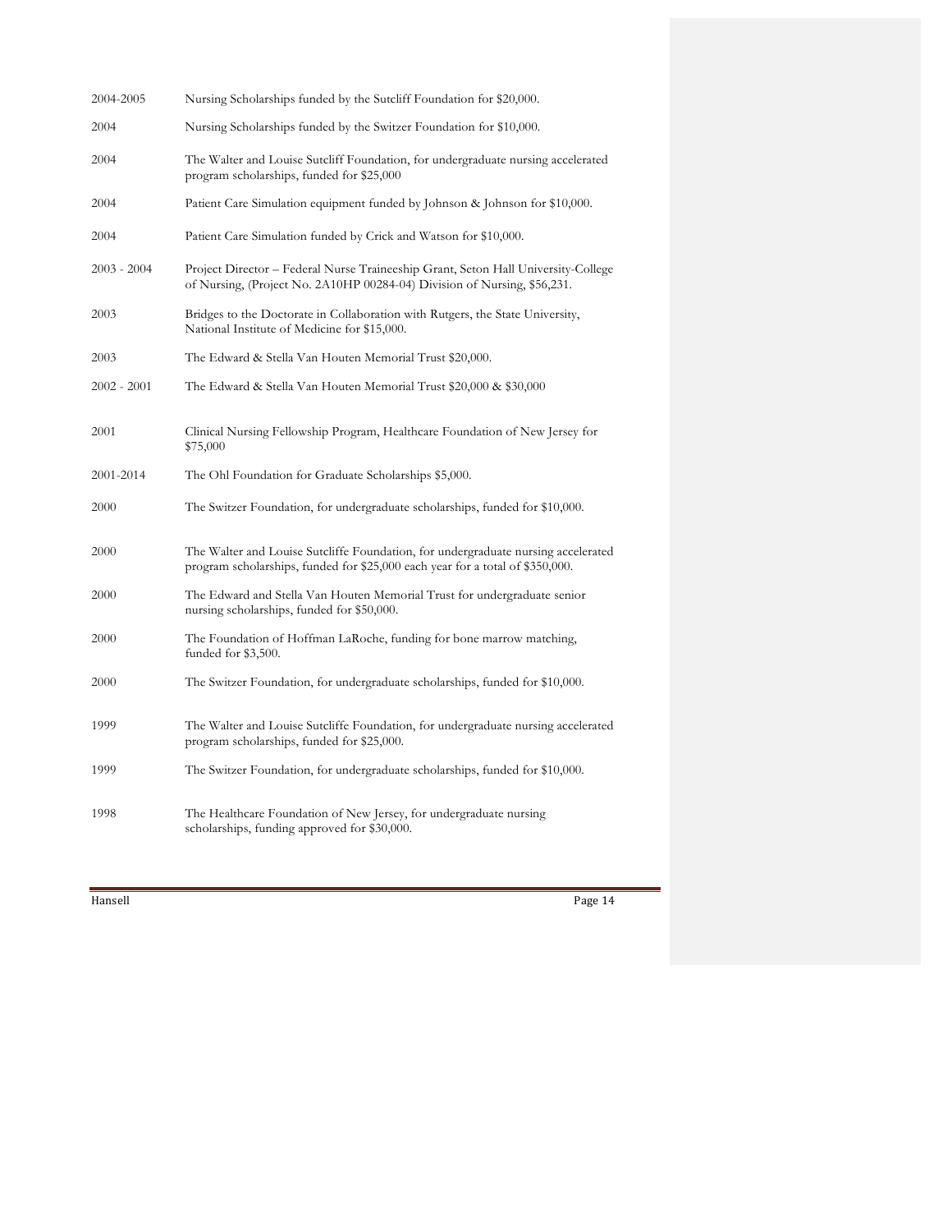| | |
|---|---|
| 2004-2005 | Nursing Scholarships funded by the Sutcliff Foundation for $20,000. |
| 2004 | Nursing Scholarships funded by the Switzer Foundation for $10,000. |
| 2004 | The Walter and Louise Sutcliff Foundation, for undergraduate nursing accelerated program scholarships, funded for $25,000 |
| 2004 | Patient Care Simulation equipment funded by Johnson & Johnson for $10,000. |
| 2004 | Patient Care Simulation funded by Crick and Watson for $10,000. |
| 2003 - 2004 | Project Director – Federal Nurse Traineeship Grant, Seton Hall University-College of Nursing, (Project No. 2A10HP 00284-04) Division of Nursing, $56,231. |
| 2003 | Bridges to the Doctorate in Collaboration with Rutgers, the State University, National Institute of Medicine for $15,000. |
| 2003 | The Edward & Stella Van Houten Memorial Trust $20,000. |
| 2002 - 2001 | The Edward & Stella Van Houten Memorial Trust $20,000 & $30,000 |
| 2001 | Clinical Nursing Fellowship Program, Healthcare Foundation of New Jersey for $75,000 |
| 2001-2014 | The Ohl Foundation for Graduate Scholarships $5,000. |
| 2000 | The Switzer Foundation, for undergraduate scholarships, funded for $10,000. |
| 2000 | The Walter and Louise Sutcliffe Foundation, for undergraduate nursing accelerated program scholarships, funded for $25,000 each year for a total of $350,000. |
| 2000 | The Edward and Stella Van Houten Memorial Trust for undergraduate senior nursing scholarships, funded for $50,000. |
| 2000 | The Foundation of Hoffman LaRoche, funding for bone marrow matching, funded for $3,500. |
| 2000 | The Switzer Foundation, for undergraduate scholarships, funded for $10,000. |
| 1999 | The Walter and Louise Sutcliffe Foundation, for undergraduate nursing accelerated program scholarships, funded for $25,000. |
| 1999 | The Switzer Foundation, for undergraduate scholarships, funded for $10,000. |
| 1998 | The Healthcare Foundation of New Jersey, for undergraduate nursing scholarships, funding approved for $30,000. |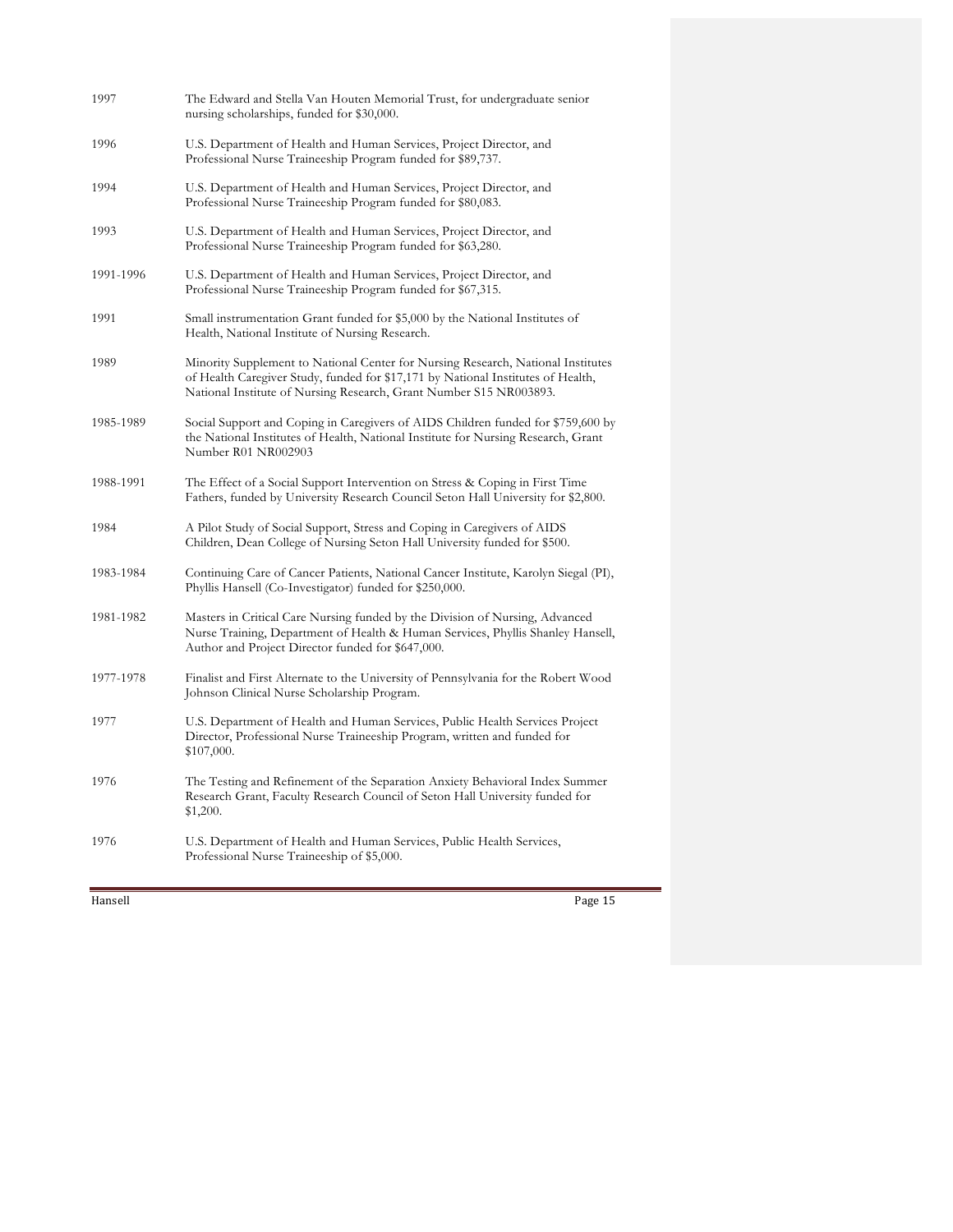| | |
|---|---|
| 1997 | The Edward and Stella Van Houten Memorial Trust, for undergraduate senior nursing scholarships, funded for $30,000. |
| 1996 | U.S. Department of Health and Human Services, Project Director, and Professional Nurse Traineeship Program funded for $89,737. |
| 1994 | U.S. Department of Health and Human Services, Project Director, and Professional Nurse Traineeship Program funded for $80,083. |
| 1993 | U.S. Department of Health and Human Services, Project Director, and Professional Nurse Traineeship Program funded for $63,280. |
| 1991-1996 | U.S. Department of Health and Human Services, Project Director, and Professional Nurse Traineeship Program funded for $67,315. |
| 1991 | Small instrumentation Grant funded for $5,000 by the National Institutes of Health, National Institute of Nursing Research. |
| 1989 | Minority Supplement to National Center for Nursing Research, National Institutes of Health Caregiver Study, funded for $17,171 by National Institutes of Health, National Institute of Nursing Research, Grant Number S15 NR003893. |
| 1985-1989 | Social Support and Coping in Caregivers of AIDS Children funded for $759,600 by the National Institutes of Health, National Institute for Nursing Research, Grant Number R01 NR002903 |
| 1988-1991 | The Effect of a Social Support Intervention on Stress & Coping in First Time Fathers, funded by University Research Council Seton Hall University for $2,800. |
| 1984 | A Pilot Study of Social Support, Stress and Coping in Caregivers of AIDS Children, Dean College of Nursing Seton Hall University funded for $500. |
| 1983-1984 | Continuing Care of Cancer Patients, National Cancer Institute, Karolyn Siegal (PI), Phyllis Hansell (Co-Investigator) funded for $250,000. |
| 1981-1982 | Masters in Critical Care Nursing funded by the Division of Nursing, Advanced Nurse Training, Department of Health & Human Services, Phyllis Shanley Hansell, Author and Project Director funded for $647,000. |
| 1977-1978 | Finalist and First Alternate to the University of Pennsylvania for the Robert Wood Johnson Clinical Nurse Scholarship Program. |
| 1977 | U.S. Department of Health and Human Services, Public Health Services Project Director, Professional Nurse Traineeship Program, written and funded for $107,000. |
| 1976 | The Testing and Refinement of the Separation Anxiety Behavioral Index Summer Research Grant, Faculty Research Council of Seton Hall University funded for $1,200. |
| 1976 | U.S. Department of Health and Human Services, Public Health Services, Professional Nurse Traineeship of $5,000. |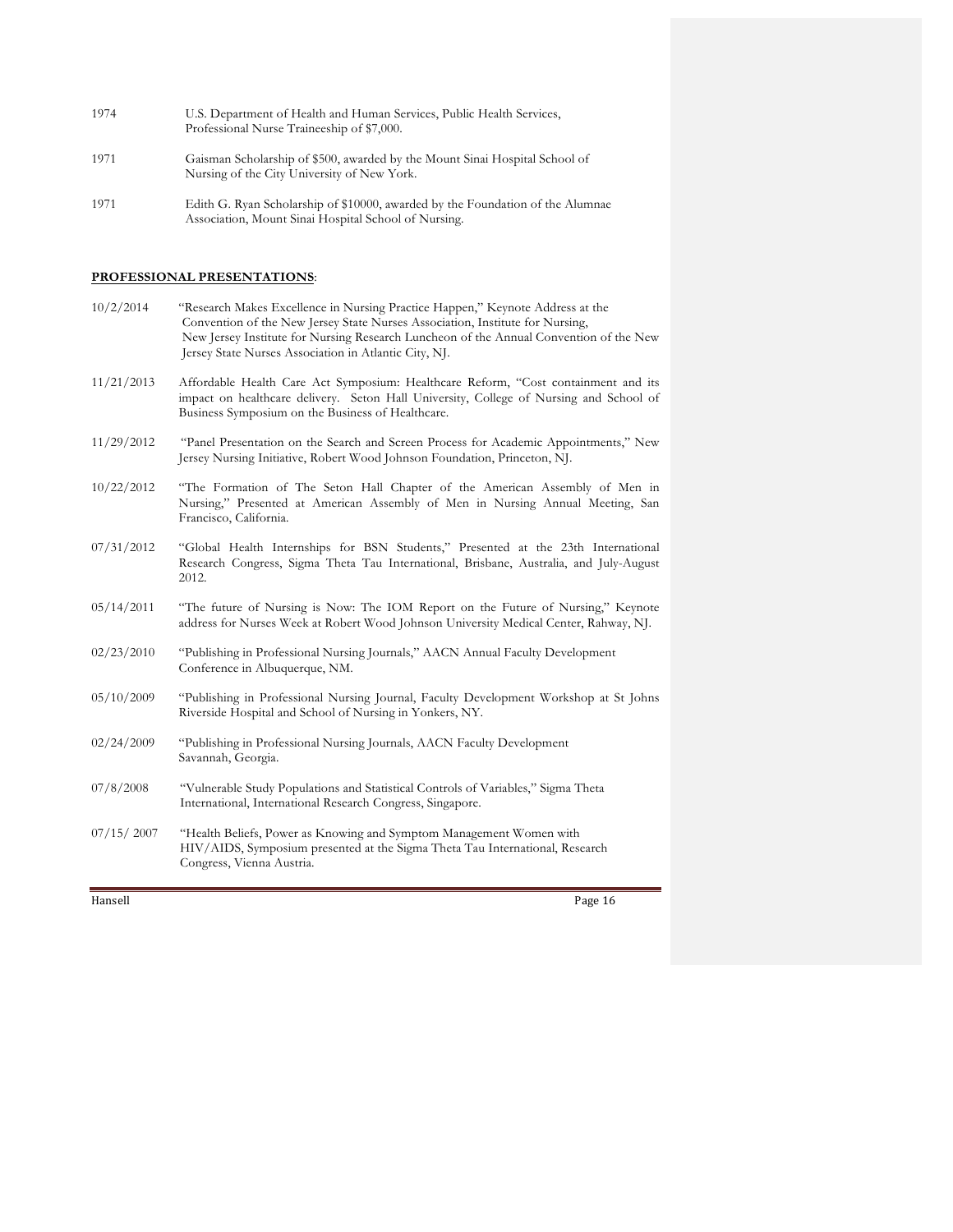| | |
|---|---|
| 1974 | U.S. Department of Health and Human Services, Public Health Services, Professional Nurse Traineeship of $7,000. |
| 1971 | Gaisman Scholarship of $500, awarded by the Mount Sinai Hospital School of Nursing of the City University of New York. |
| 1971 | Edith G. Ryan Scholarship of $10000, awarded by the Foundation of the Alumnae Association, Mount Sinai Hospital School of Nursing. |

**PROFESSIONAL PRESENTATIONS**:

| | |
|---|---|
| 10/2/2014 | "Research Makes Excellence in Nursing Practice Happen," Keynote Address at the Convention of the New Jersey State Nurses Association, Institute for Nursing, New Jersey Institute for Nursing Research Luncheon of the Annual Convention of the New Jersey State Nurses Association in Atlantic City, NJ. |
| 11/21/2013 | Affordable Health Care Act Symposium: Healthcare Reform, "Cost containment and its impact on healthcare delivery. Seton Hall University, College of Nursing and School of Business Symposium on the Business of Healthcare. |
| 11/29/2012 | "Panel Presentation on the Search and Screen Process for Academic Appointments," New Jersey Nursing Initiative, Robert Wood Johnson Foundation, Princeton, NJ. |
| 10/22/2012 | "The Formation of The Seton Hall Chapter of the American Assembly of Men in Nursing," Presented at American Assembly of Men in Nursing Annual Meeting, San Francisco, California. |
| 07/31/2012 | "Global Health Internships for BSN Students," Presented at the 23th International Research Congress, Sigma Theta Tau International, Brisbane, Australia, and July-August 2012. |
| 05/14/2011 | "The future of Nursing is Now: The IOM Report on the Future of Nursing," Keynote address for Nurses Week at Robert Wood Johnson University Medical Center, Rahway, NJ. |
| 02/23/2010 | "Publishing in Professional Nursing Journals," AACN Annual Faculty Development Conference in Albuquerque, NM. |
| 05/10/2009 | "Publishing in Professional Nursing Journal, Faculty Development Workshop at St Johns Riverside Hospital and School of Nursing in Yonkers, NY. |
| 02/24/2009 | "Publishing in Professional Nursing Journals, AACN Faculty Development Savannah, Georgia. |
| 07/8/2008 | "Vulnerable Study Populations and Statistical Controls of Variables," Sigma Theta International, International Research Congress, Singapore. |
| 07/15/ 2007 | "Health Beliefs, Power as Knowing and Symptom Management Women with HIV/AIDS, Symposium presented at the Sigma Theta Tau International, Research Congress, Vienna Austria. |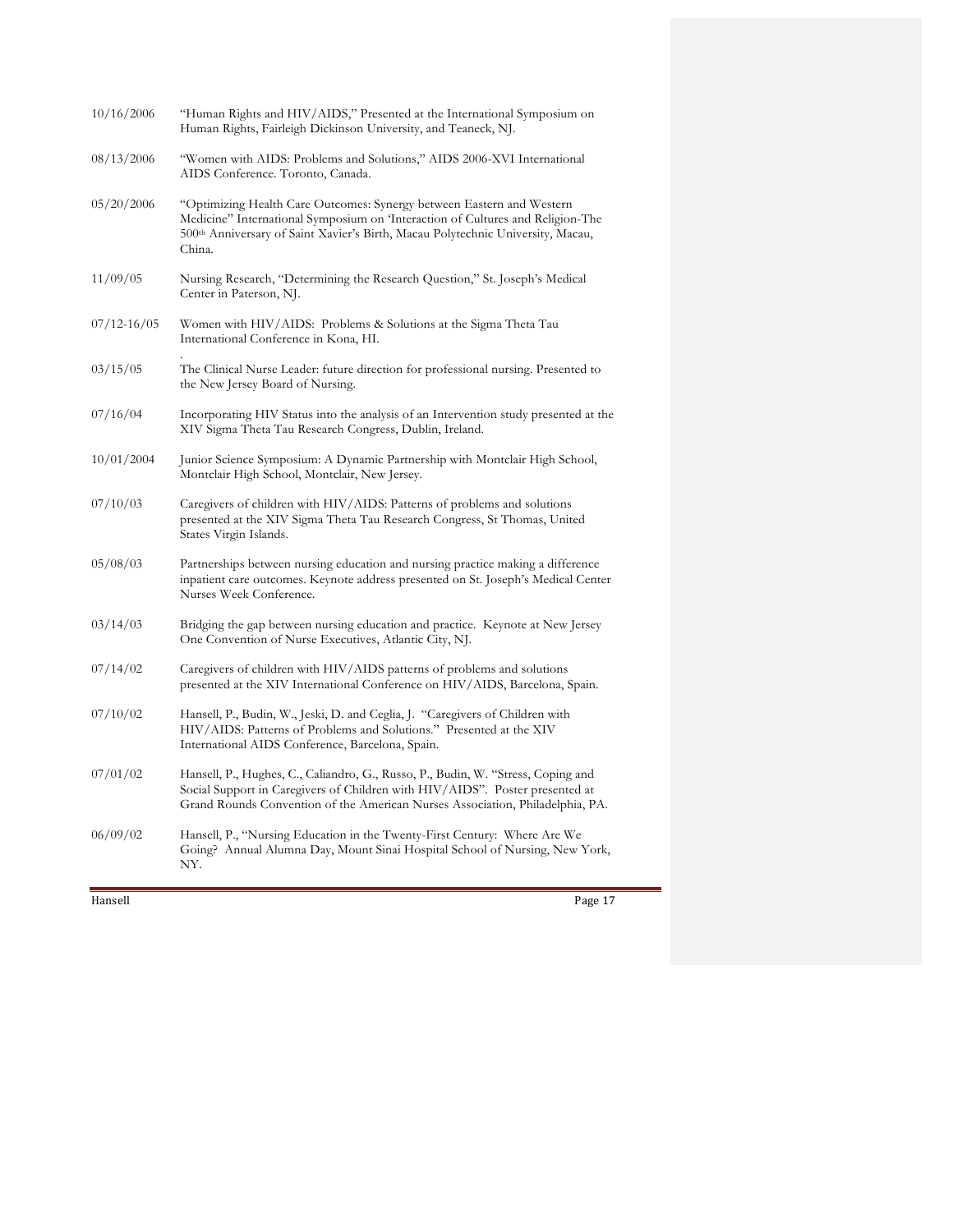10/16/2006 "Human Rights and HIV/AIDS," Presented at the International Symposium on Human Rights, Fairleigh Dickinson University, and Teaneck, NJ.

08/13/2006 "Women with AIDS: Problems and Solutions," AIDS 2006-XVI International AIDS Conference. Toronto, Canada.

05/20/2006 "Optimizing Health Care Outcomes: Synergy between Eastern and Western Medicine" International Symposium on 'Interaction of Cultures and Religion-The 500th Anniversary of Saint Xavier's Birth, Macau Polytechnic University, Macau, China.

11/09/05 Nursing Research, "Determining the Research Question," St. Joseph's Medical Center in Paterson, NJ.

07/12-16/05 Women with HIV/AIDS: Problems & Solutions at the Sigma Theta Tau International Conference in Kona, HI.

03/15/05 The Clinical Nurse Leader: future direction for professional nursing. Presented to the New Jersey Board of Nursing.

07/16/04 Incorporating HIV Status into the analysis of an Intervention study presented at the XIV Sigma Theta Tau Research Congress, Dublin, Ireland.

10/01/2004 Junior Science Symposium: A Dynamic Partnership with Montclair High School, Montclair High School, Montclair, New Jersey.

07/10/03 Caregivers of children with HIV/AIDS: Patterns of problems and solutions presented at the XIV Sigma Theta Tau Research Congress, St Thomas, United States Virgin Islands.

05/08/03 Partnerships between nursing education and nursing practice making a difference inpatient care outcomes. Keynote address presented on St. Joseph's Medical Center Nurses Week Conference.

03/14/03 Bridging the gap between nursing education and practice. Keynote at New Jersey One Convention of Nurse Executives, Atlantic City, NJ.

07/14/02 Caregivers of children with HIV/AIDS patterns of problems and solutions presented at the XIV International Conference on HIV/AIDS, Barcelona, Spain.

07/10/02 Hansell, P., Budin, W., Jeski, D. and Ceglia, J. "Caregivers of Children with HIV/AIDS: Patterns of Problems and Solutions." Presented at the XIV International AIDS Conference, Barcelona, Spain.

07/01/02 Hansell, P., Hughes, C., Caliandro, G., Russo, P., Budin, W. "Stress, Coping and Social Support in Caregivers of Children with HIV/AIDS". Poster presented at Grand Rounds Convention of the American Nurses Association, Philadelphia, PA.

06/09/02 Hansell, P., "Nursing Education in the Twenty-First Century: Where Are We Going? Annual Alumna Day, Mount Sinai Hospital School of Nursing, New York, NY.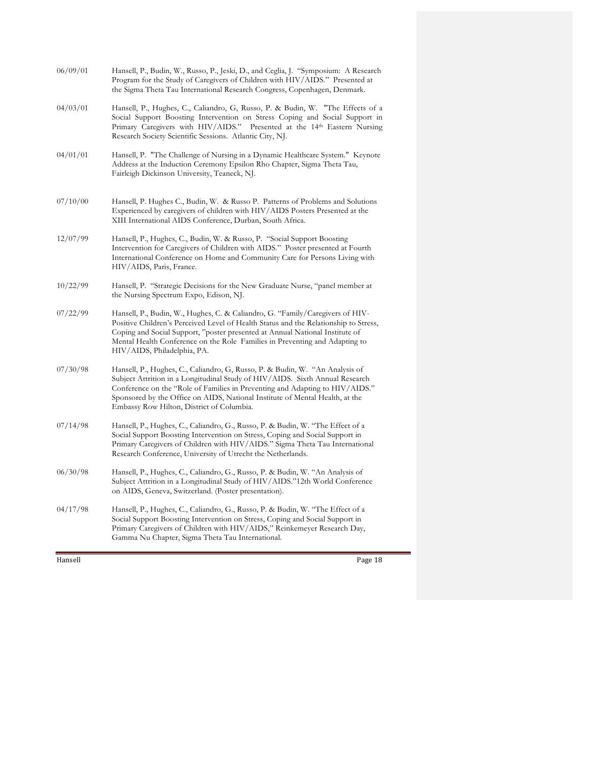06/09/01 Hansell, P., Budin, W., Russo, P., Jeski, D., and Ceglia, J. "Symposium: A Research Program for the Study of Caregivers of Children with HIV/AIDS." Presented at the Sigma Theta Tau International Research Congress, Copenhagen, Denmark.

04/03/01 Hansell, P., Hughes, C., Caliandro, G, Russo, P. & Budin, W. "The Effects of a Social Support Boosting Intervention on Stress Coping and Social Support in Primary Caregivers with HIV/AIDS." Presented at the 14th Eastern Nursing Research Society Scientific Sessions. Atlantic City, NJ.

04/01/01 Hansell, P. "The Challenge of Nursing in a Dynamic Healthcare System." Keynote Address at the Induction Ceremony Epsilon Rho Chapter, Sigma Theta Tau, Fairleigh Dickinson University, Teaneck, NJ.

07/10/00 Hansell, P. Hughes C., Budin, W. & Russo P. Patterns of Problems and Solutions Experienced by caregivers of children with HIV/AIDS Posters Presented at the XIII International AIDS Conference, Durban, South Africa.

12/07/99 Hansell, P., Hughes, C., Budin, W. & Russo, P. "Social Support Boosting Intervention for Caregivers of Children with AIDS." Poster presented at Fourth International Conference on Home and Community Care for Persons Living with HIV/AIDS, Paris, France.

10/22/99 Hansell, P. "Strategic Decisions for the New Graduate Nurse, "panel member at the Nursing Spectrum Expo, Edison, NJ.

07/22/99 Hansell, P., Budin, W., Hughes, C. & Caliandro, G. "Family/Caregivers of HIV-Positive Children's Perceived Level of Health Status and the Relationship to Stress, Coping and Social Support, "poster presented at Annual National Institute of Mental Health Conference on the Role Families in Preventing and Adapting to HIV/AIDS, Philadelphia, PA.

07/30/98 Hansell, P., Hughes, C., Caliandro, G, Russo, P. & Budin, W. "An Analysis of Subject Attrition in a Longitudinal Study of HIV/AIDS. Sixth Annual Research Conference on the "Role of Families in Preventing and Adapting to HIV/AIDS." Sponsored by the Office on AIDS, National Institute of Mental Health, at the Embassy Row Hilton, District of Columbia.

07/14/98 Hansell, P., Hughes, C., Caliandro, G., Russo, P. & Budin, W. "The Effect of a Social Support Boosting Intervention on Stress, Coping and Social Support in Primary Caregivers of Children with HIV/AIDS." Sigma Theta Tau International Research Conference, University of Utrecht the Netherlands.

06/30/98 Hansell, P., Hughes, C., Caliandro, G., Russo, P. & Budin, W. "An Analysis of Subject Attrition in a Longitudinal Study of HIV/AIDS."12th World Conference on AIDS, Geneva, Switzerland. (Poster presentation).

04/17/98 Hansell, P., Hughes, C., Caliandro, G., Russo, P. & Budin, W. "The Effect of a Social Support Boosting Intervention on Stress, Coping and Social Support in Primary Caregivers of Children with HIV/AIDS," Reinkemeyer Research Day, Gamma Nu Chapter, Sigma Theta Tau International.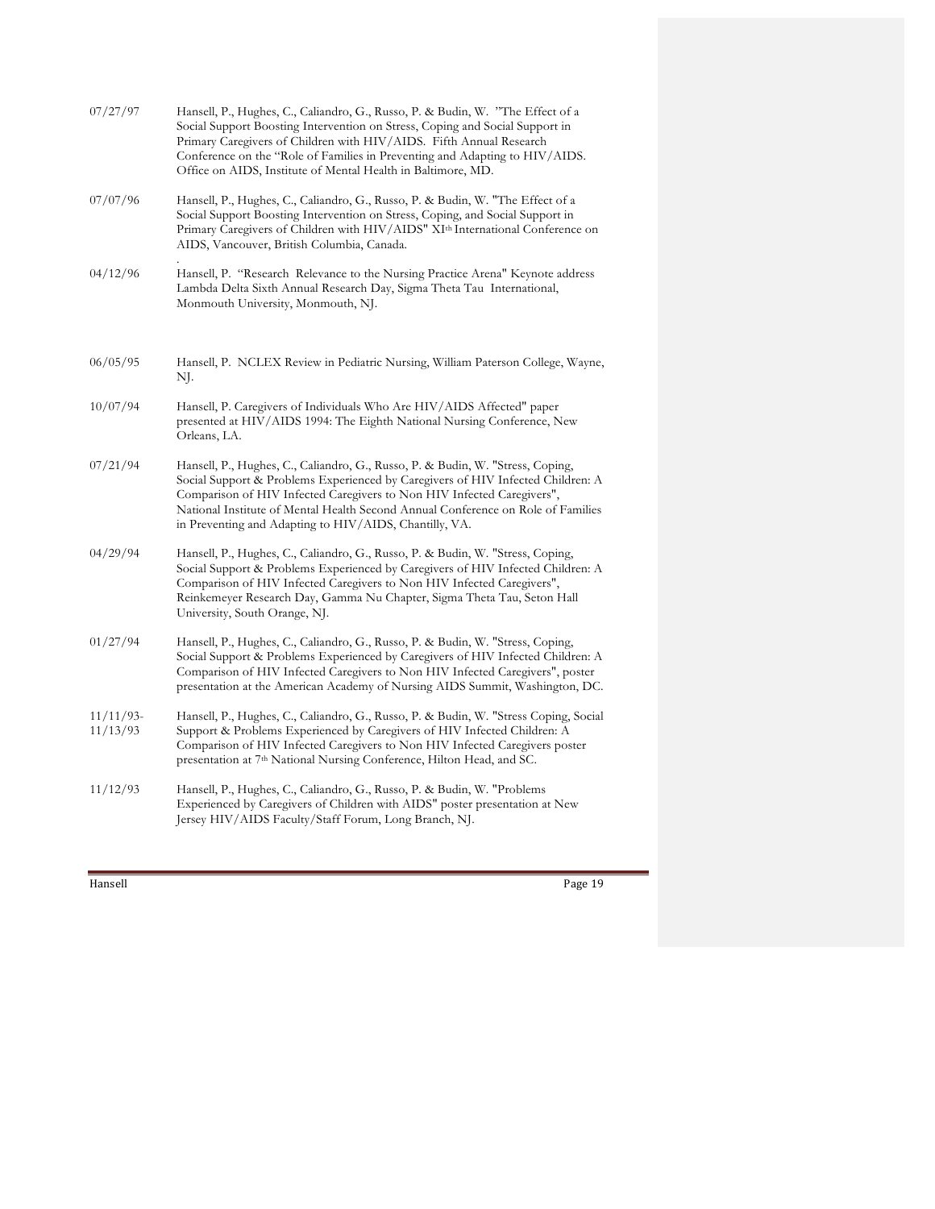07/27/97 Hansell, P., Hughes, C., Caliandro, G., Russo, P. & Budin, W. "The Effect of a Social Support Boosting Intervention on Stress, Coping and Social Support in Primary Caregivers of Children with HIV/AIDS. Fifth Annual Research Conference on the "Role of Families in Preventing and Adapting to HIV/AIDS. Office on AIDS, Institute of Mental Health in Baltimore, MD.

07/07/96 Hansell, P., Hughes, C., Caliandro, G., Russo, P. & Budin, W. "The Effect of a Social Support Boosting Intervention on Stress, Coping, and Social Support in Primary Caregivers of Children with HIV/AIDS" XI[th] International Conference on AIDS, Vancouver, British Columbia, Canada.

04/12/96 Hansell, P. "Research Relevance to the Nursing Practice Arena" Keynote address Lambda Delta Sixth Annual Research Day, Sigma Theta Tau International, Monmouth University, Monmouth, NJ.

06/05/95 Hansell, P. NCLEX Review in Pediatric Nursing, William Paterson College, Wayne, NJ.

10/07/94 Hansell, P. Caregivers of Individuals Who Are HIV/AIDS Affected" paper presented at HIV/AIDS 1994: The Eighth National Nursing Conference, New Orleans, LA.

07/21/94 Hansell, P., Hughes, C., Caliandro, G., Russo, P. & Budin, W. "Stress, Coping, Social Support & Problems Experienced by Caregivers of HIV Infected Children: A Comparison of HIV Infected Caregivers to Non HIV Infected Caregivers", National Institute of Mental Health Second Annual Conference on Role of Families in Preventing and Adapting to HIV/AIDS, Chantilly, VA.

04/29/94 Hansell, P., Hughes, C., Caliandro, G., Russo, P. & Budin, W. "Stress, Coping, Social Support & Problems Experienced by Caregivers of HIV Infected Children: A Comparison of HIV Infected Caregivers to Non HIV Infected Caregivers", Reinkemeyer Research Day, Gamma Nu Chapter, Sigma Theta Tau, Seton Hall University, South Orange, NJ.

01/27/94 Hansell, P., Hughes, C., Caliandro, G., Russo, P. & Budin, W. "Stress, Coping, Social Support & Problems Experienced by Caregivers of HIV Infected Children: A Comparison of HIV Infected Caregivers to Non HIV Infected Caregivers", poster presentation at the American Academy of Nursing AIDS Summit, Washington, DC.

11/11/93-11/13/93 Hansell, P., Hughes, C., Caliandro, G., Russo, P. & Budin, W. "Stress Coping, Social Support & Problems Experienced by Caregivers of HIV Infected Children: A Comparison of HIV Infected Caregivers to Non HIV Infected Caregivers poster presentation at 7[th] National Nursing Conference, Hilton Head, and SC.

11/12/93 Hansell, P., Hughes, C., Caliandro, G., Russo, P. & Budin, W. "Problems Experienced by Caregivers of Children with AIDS" poster presentation at New Jersey HIV/AIDS Faculty/Staff Forum, Long Branch, NJ.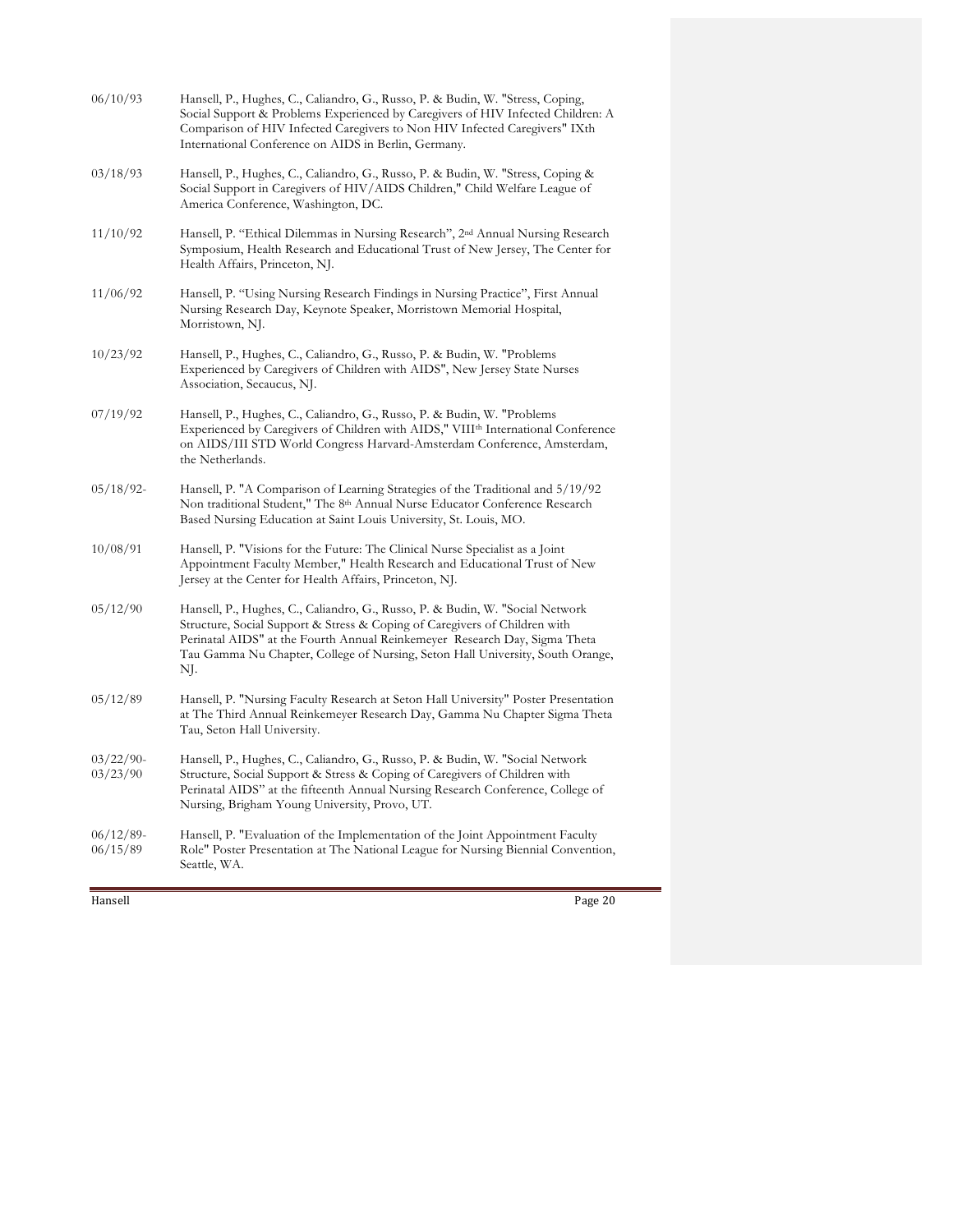06/10/93 Hansell, P., Hughes, C., Caliandro, G., Russo, P. & Budin, W. "Stress, Coping, Social Support & Problems Experienced by Caregivers of HIV Infected Children: A Comparison of HIV Infected Caregivers to Non HIV Infected Caregivers" IXth International Conference on AIDS in Berlin, Germany.

03/18/93 Hansell, P., Hughes, C., Caliandro, G., Russo, P. & Budin, W. "Stress, Coping & Social Support in Caregivers of HIV/AIDS Children," Child Welfare League of America Conference, Washington, DC.

11/10/92 Hansell, P. "Ethical Dilemmas in Nursing Research", 2nd Annual Nursing Research Symposium, Health Research and Educational Trust of New Jersey, The Center for Health Affairs, Princeton, NJ.

11/06/92 Hansell, P. "Using Nursing Research Findings in Nursing Practice", First Annual Nursing Research Day, Keynote Speaker, Morristown Memorial Hospital, Morristown, NJ.

10/23/92 Hansell, P., Hughes, C., Caliandro, G., Russo, P. & Budin, W. "Problems Experienced by Caregivers of Children with AIDS", New Jersey State Nurses Association, Secaucus, NJ.

07/19/92 Hansell, P., Hughes, C., Caliandro, G., Russo, P. & Budin, W. "Problems Experienced by Caregivers of Children with AIDS," VIIIth International Conference on AIDS/III STD World Congress Harvard-Amsterdam Conference, Amsterdam, the Netherlands.

05/18/92- 5/19/92 Hansell, P. "A Comparison of Learning Strategies of the Traditional and Non traditional Student," The 8th Annual Nurse Educator Conference Research Based Nursing Education at Saint Louis University, St. Louis, MO.

10/08/91 Hansell, P. "Visions for the Future: The Clinical Nurse Specialist as a Joint Appointment Faculty Member," Health Research and Educational Trust of New Jersey at the Center for Health Affairs, Princeton, NJ.

05/12/90 Hansell, P., Hughes, C., Caliandro, G., Russo, P. & Budin, W. "Social Network Structure, Social Support & Stress & Coping of Caregivers of Children with Perinatal AIDS" at the Fourth Annual Reinkemeyer Research Day, Sigma Theta Tau Gamma Nu Chapter, College of Nursing, Seton Hall University, South Orange, NJ.

05/12/89 Hansell, P. "Nursing Faculty Research at Seton Hall University" Poster Presentation at The Third Annual Reinkemeyer Research Day, Gamma Nu Chapter Sigma Theta Tau, Seton Hall University.

03/22/90- 03/23/90 Hansell, P., Hughes, C., Caliandro, G., Russo, P. & Budin, W. "Social Network Structure, Social Support & Stress & Coping of Caregivers of Children with Perinatal AIDS" at the fifteenth Annual Nursing Research Conference, College of Nursing, Brigham Young University, Provo, UT.

06/12/89- 06/15/89 Hansell, P. "Evaluation of the Implementation of the Joint Appointment Faculty Role" Poster Presentation at The National League for Nursing Biennial Convention, Seattle, WA.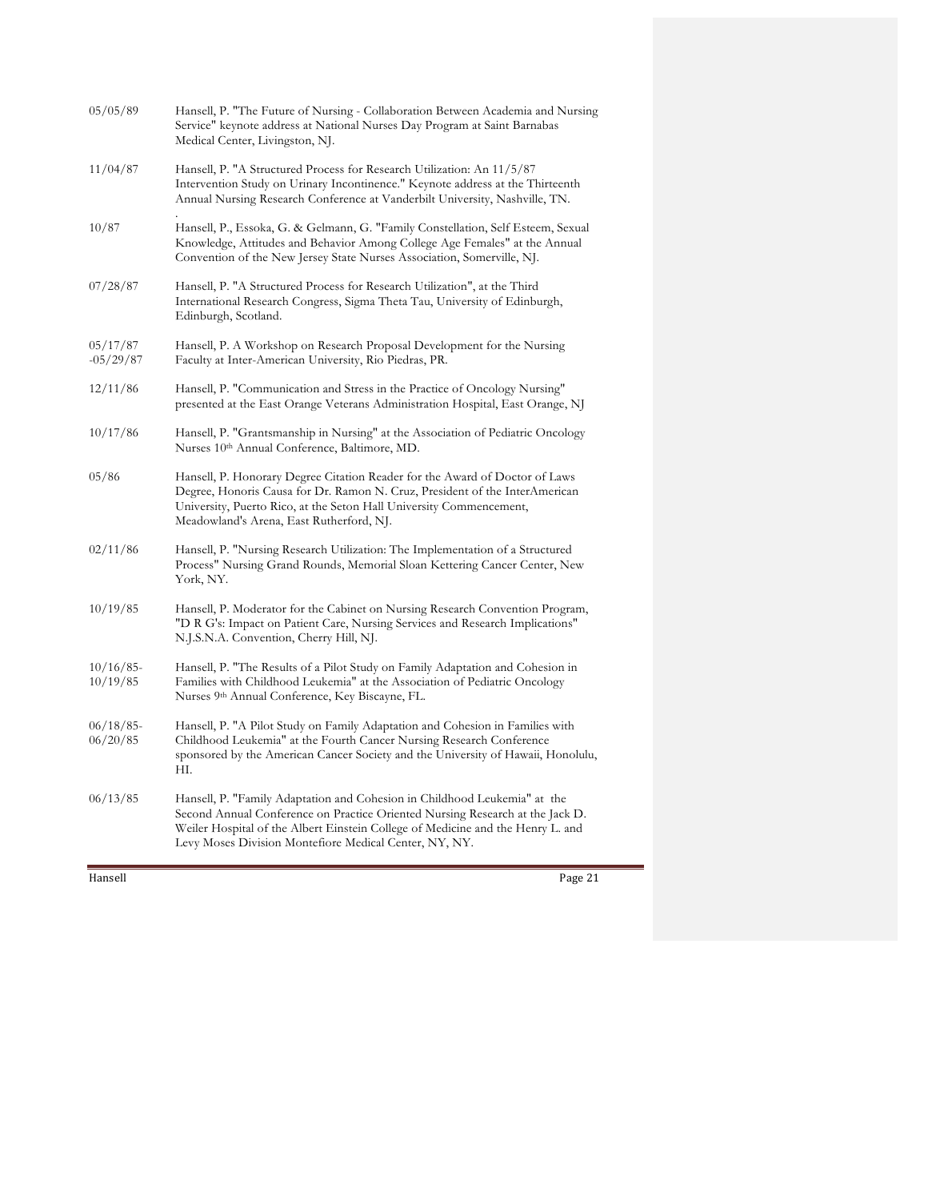| | |
|---|---|
| 05/05/89 | Hansell, P. "The Future of Nursing - Collaboration Between Academia and Nursing Service" keynote address at National Nurses Day Program at Saint Barnabas Medical Center, Livingston, NJ. |
| 11/04/87 | Hansell, P. "A Structured Process for Research Utilization: An 11/5/87 Intervention Study on Urinary Incontinence." Keynote address at the Thirteenth Annual Nursing Research Conference at Vanderbilt University, Nashville, TN. |
| 10/87 | Hansell, P., Essoka, G. & Gelmann, G. "Family Constellation, Self Esteem, Sexual Knowledge, Attitudes and Behavior Among College Age Females" at the Annual Convention of the New Jersey State Nurses Association, Somerville, NJ. |
| 07/28/87 | Hansell, P. "A Structured Process for Research Utilization", at the Third International Research Congress, Sigma Theta Tau, University of Edinburgh, Edinburgh, Scotland. |
| 05/17/87 -05/29/87 | Hansell, P. A Workshop on Research Proposal Development for the Nursing Faculty at Inter-American University, Rio Piedras, PR. |
| 12/11/86 | Hansell, P. "Communication and Stress in the Practice of Oncology Nursing" presented at the East Orange Veterans Administration Hospital, East Orange, NJ |
| 10/17/86 | Hansell, P. "Grantsmanship in Nursing" at the Association of Pediatric Oncology Nurses 10th Annual Conference, Baltimore, MD. |
| 05/86 | Hansell, P. Honorary Degree Citation Reader for the Award of Doctor of Laws Degree, Honoris Causa for Dr. Ramon N. Cruz, President of the InterAmerican University, Puerto Rico, at the Seton Hall University Commencement, Meadowland's Arena, East Rutherford, NJ. |
| 02/11/86 | Hansell, P. "Nursing Research Utilization: The Implementation of a Structured Process" Nursing Grand Rounds, Memorial Sloan Kettering Cancer Center, New York, NY. |
| 10/19/85 | Hansell, P. Moderator for the Cabinet on Nursing Research Convention Program, "D R G's: Impact on Patient Care, Nursing Services and Research Implications" N.J.S.N.A. Convention, Cherry Hill, NJ. |
| 10/16/85-10/19/85 | Hansell, P. "The Results of a Pilot Study on Family Adaptation and Cohesion in Families with Childhood Leukemia" at the Association of Pediatric Oncology Nurses 9th Annual Conference, Key Biscayne, FL. |
| 06/18/85-06/20/85 | Hansell, P. "A Pilot Study on Family Adaptation and Cohesion in Families with Childhood Leukemia" at the Fourth Cancer Nursing Research Conference sponsored by the American Cancer Society and the University of Hawaii, Honolulu, HI. |
| 06/13/85 | Hansell, P. "Family Adaptation and Cohesion in Childhood Leukemia" at the Second Annual Conference on Practice Oriented Nursing Research at the Jack D. Weiler Hospital of the Albert Einstein College of Medicine and the Henry L. and Levy Moses Division Montefiore Medical Center, NY, NY. |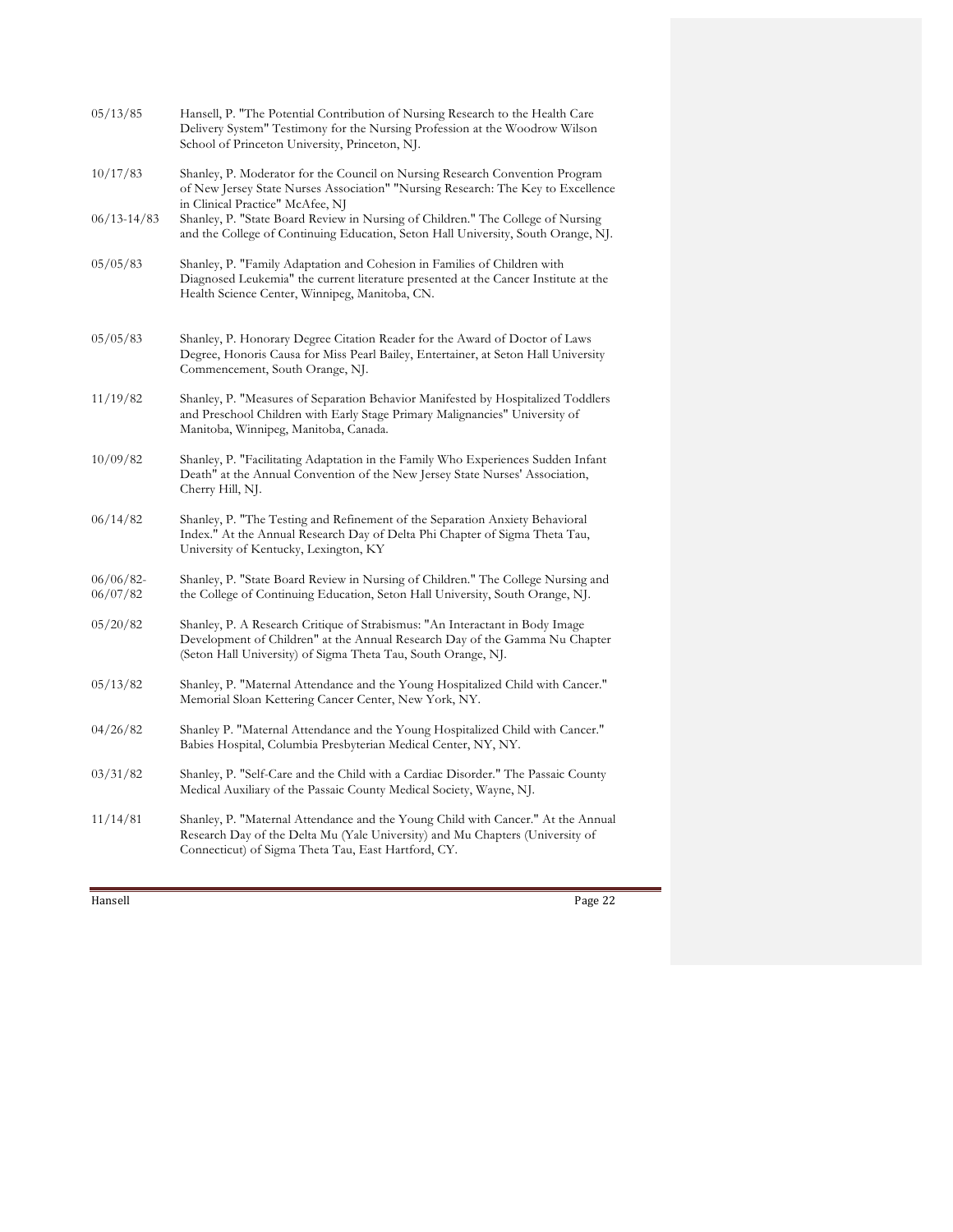| | |
|---|---|
| 05/13/85 | Hansell, P. "The Potential Contribution of Nursing Research to the Health Care Delivery System" Testimony for the Nursing Profession at the Woodrow Wilson School of Princeton University, Princeton, NJ. |
| 10/17/83 | Shanley, P. Moderator for the Council on Nursing Research Convention Program of New Jersey State Nurses Association" "Nursing Research: The Key to Excellence in Clinical Practice" McAfee, NJ |
| 06/13-14/83 | Shanley, P. "State Board Review in Nursing of Children." The College of Nursing and the College of Continuing Education, Seton Hall University, South Orange, NJ. |
| 05/05/83 | Shanley, P. "Family Adaptation and Cohesion in Families of Children with Diagnosed Leukemia" the current literature presented at the Cancer Institute at the Health Science Center, Winnipeg, Manitoba, CN. |
| 05/05/83 | Shanley, P. Honorary Degree Citation Reader for the Award of Doctor of Laws Degree, Honoris Causa for Miss Pearl Bailey, Entertainer, at Seton Hall University Commencement, South Orange, NJ. |
| 11/19/82 | Shanley, P. "Measures of Separation Behavior Manifested by Hospitalized Toddlers and Preschool Children with Early Stage Primary Malignancies" University of Manitoba, Winnipeg, Manitoba, Canada. |
| 10/09/82 | Shanley, P. "Facilitating Adaptation in the Family Who Experiences Sudden Infant Death" at the Annual Convention of the New Jersey State Nurses' Association, Cherry Hill, NJ. |
| 06/14/82 | Shanley, P. "The Testing and Refinement of the Separation Anxiety Behavioral Index." At the Annual Research Day of Delta Phi Chapter of Sigma Theta Tau, University of Kentucky, Lexington, KY |
| 06/06/82-06/07/82 | Shanley, P. "State Board Review in Nursing of Children." The College Nursing and the College of Continuing Education, Seton Hall University, South Orange, NJ. |
| 05/20/82 | Shanley, P. A Research Critique of Strabismus: "An Interactant in Body Image Development of Children" at the Annual Research Day of the Gamma Nu Chapter (Seton Hall University) of Sigma Theta Tau, South Orange, NJ. |
| 05/13/82 | Shanley, P. "Maternal Attendance and the Young Hospitalized Child with Cancer." Memorial Sloan Kettering Cancer Center, New York, NY. |
| 04/26/82 | Shanley P. "Maternal Attendance and the Young Hospitalized Child with Cancer." Babies Hospital, Columbia Presbyterian Medical Center, NY, NY. |
| 03/31/82 | Shanley, P. "Self-Care and the Child with a Cardiac Disorder." The Passaic County Medical Auxiliary of the Passaic County Medical Society, Wayne, NJ. |
| 11/14/81 | Shanley, P. "Maternal Attendance and the Young Child with Cancer." At the Annual Research Day of the Delta Mu (Yale University) and Mu Chapters (University of Connecticut) of Sigma Theta Tau, East Hartford, CY. |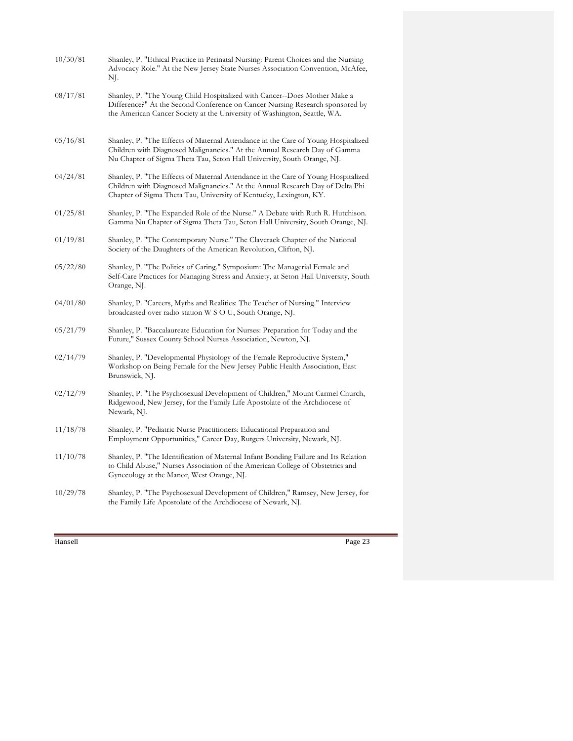10/30/81 Shanley, P. "Ethical Practice in Perinatal Nursing: Parent Choices and the Nursing Advocacy Role." At the New Jersey State Nurses Association Convention, McAfee, NJ.

08/17/81 Shanley, P. "The Young Child Hospitalized with Cancer--Does Mother Make a Difference?" At the Second Conference on Cancer Nursing Research sponsored by the American Cancer Society at the University of Washington, Seattle, WA.

05/16/81 Shanley, P. "The Effects of Maternal Attendance in the Care of Young Hospitalized Children with Diagnosed Malignancies." At the Annual Research Day of Gamma Nu Chapter of Sigma Theta Tau, Seton Hall University, South Orange, NJ.

04/24/81 Shanley, P. "The Effects of Maternal Attendance in the Care of Young Hospitalized Children with Diagnosed Malignancies." At the Annual Research Day of Delta Phi Chapter of Sigma Theta Tau, University of Kentucky, Lexington, KY.

01/25/81 Shanley, P. "The Expanded Role of the Nurse." A Debate with Ruth R. Hutchison. Gamma Nu Chapter of Sigma Theta Tau, Seton Hall University, South Orange, NJ.

01/19/81 Shanley, P. "The Contemporary Nurse." The Claverack Chapter of the National Society of the Daughters of the American Revolution, Clifton, NJ.

05/22/80 Shanley, P. "The Politics of Caring." Symposium: The Managerial Female and Self-Care Practices for Managing Stress and Anxiety, at Seton Hall University, South Orange, NJ.

04/01/80 Shanley, P. "Careers, Myths and Realities: The Teacher of Nursing." Interview broadcasted over radio station W S O U, South Orange, NJ.

05/21/79 Shanley, P. "Baccalaureate Education for Nurses: Preparation for Today and the Future," Sussex County School Nurses Association, Newton, NJ.

02/14/79 Shanley, P. "Developmental Physiology of the Female Reproductive System," Workshop on Being Female for the New Jersey Public Health Association, East Brunswick, NJ.

02/12/79 Shanley, P. "The Psychosexual Development of Children," Mount Carmel Church, Ridgewood, New Jersey, for the Family Life Apostolate of the Archdiocese of Newark, NJ.

11/18/78 Shanley, P. "Pediatric Nurse Practitioners: Educational Preparation and Employment Opportunities," Career Day, Rutgers University, Newark, NJ.

11/10/78 Shanley, P. "The Identification of Maternal Infant Bonding Failure and Its Relation to Child Abuse," Nurses Association of the American College of Obstetrics and Gynecology at the Manor, West Orange, NJ.

10/29/78 Shanley, P. "The Psychosexual Development of Children," Ramsey, New Jersey, for the Family Life Apostolate of the Archdiocese of Newark, NJ.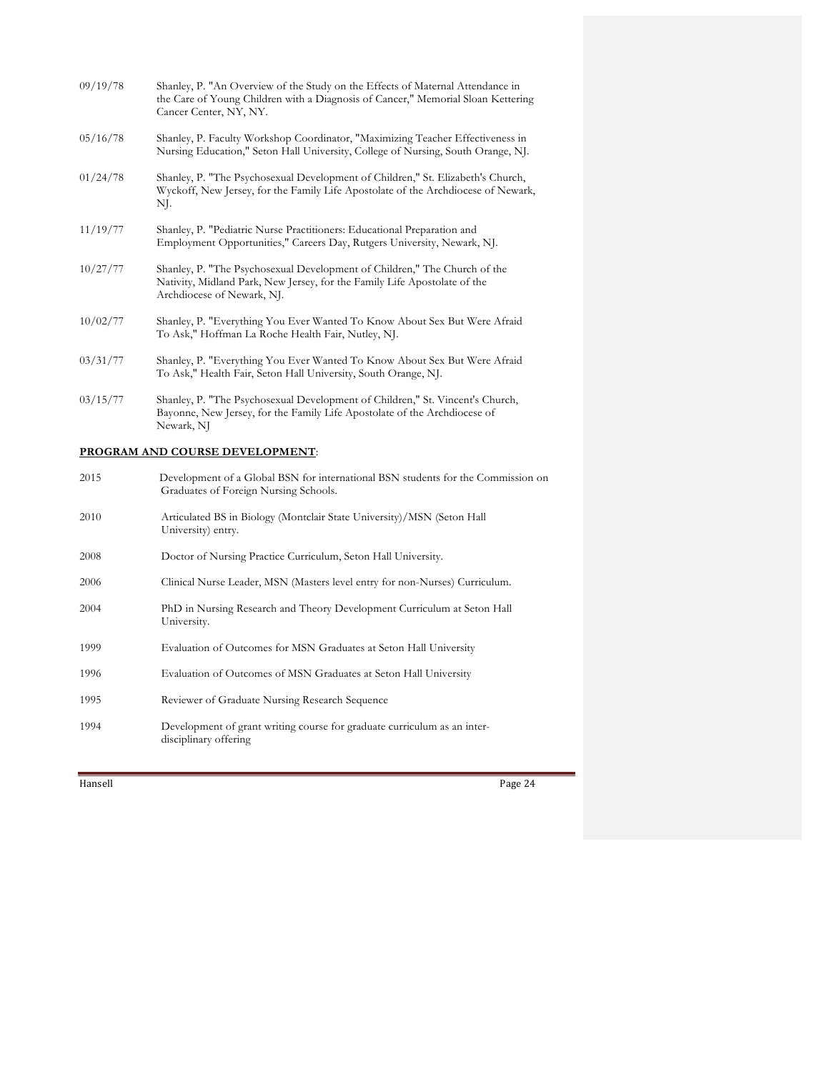09/19/78 Shanley, P. "An Overview of the Study on the Effects of Maternal Attendance in the Care of Young Children with a Diagnosis of Cancer," Memorial Sloan Kettering Cancer Center, NY, NY.

05/16/78 Shanley, P. Faculty Workshop Coordinator, "Maximizing Teacher Effectiveness in Nursing Education," Seton Hall University, College of Nursing, South Orange, NJ.

01/24/78 Shanley, P. "The Psychosexual Development of Children," St. Elizabeth's Church, Wyckoff, New Jersey, for the Family Life Apostolate of the Archdiocese of Newark, NJ.

11/19/77 Shanley, P. "Pediatric Nurse Practitioners: Educational Preparation and Employment Opportunities," Careers Day, Rutgers University, Newark, NJ.

10/27/77 Shanley, P. "The Psychosexual Development of Children," The Church of the Nativity, Midland Park, New Jersey, for the Family Life Apostolate of the Archdiocese of Newark, NJ.

10/02/77 Shanley, P. "Everything You Ever Wanted To Know About Sex But Were Afraid To Ask," Hoffman La Roche Health Fair, Nutley, NJ.

03/31/77 Shanley, P. "Everything You Ever Wanted To Know About Sex But Were Afraid To Ask," Health Fair, Seton Hall University, South Orange, NJ.

03/15/77 Shanley, P. "The Psychosexual Development of Children," St. Vincent's Church, Bayonne, New Jersey, for the Family Life Apostolate of the Archdiocese of Newark, NJ

**PROGRAM AND COURSE DEVELOPMENT**:

2015 Development of a Global BSN for international BSN students for the Commission on Graduates of Foreign Nursing Schools.

2010 Articulated BS in Biology (Montclair State University)/MSN (Seton Hall University) entry.

2008 Doctor of Nursing Practice Curriculum, Seton Hall University.

2006 Clinical Nurse Leader, MSN (Masters level entry for non-Nurses) Curriculum.

2004 PhD in Nursing Research and Theory Development Curriculum at Seton Hall University.

1999 Evaluation of Outcomes for MSN Graduates at Seton Hall University

1996 Evaluation of Outcomes of MSN Graduates at Seton Hall University

1995 Reviewer of Graduate Nursing Research Sequence

1994 Development of grant writing course for graduate curriculum as an inter-disciplinary offering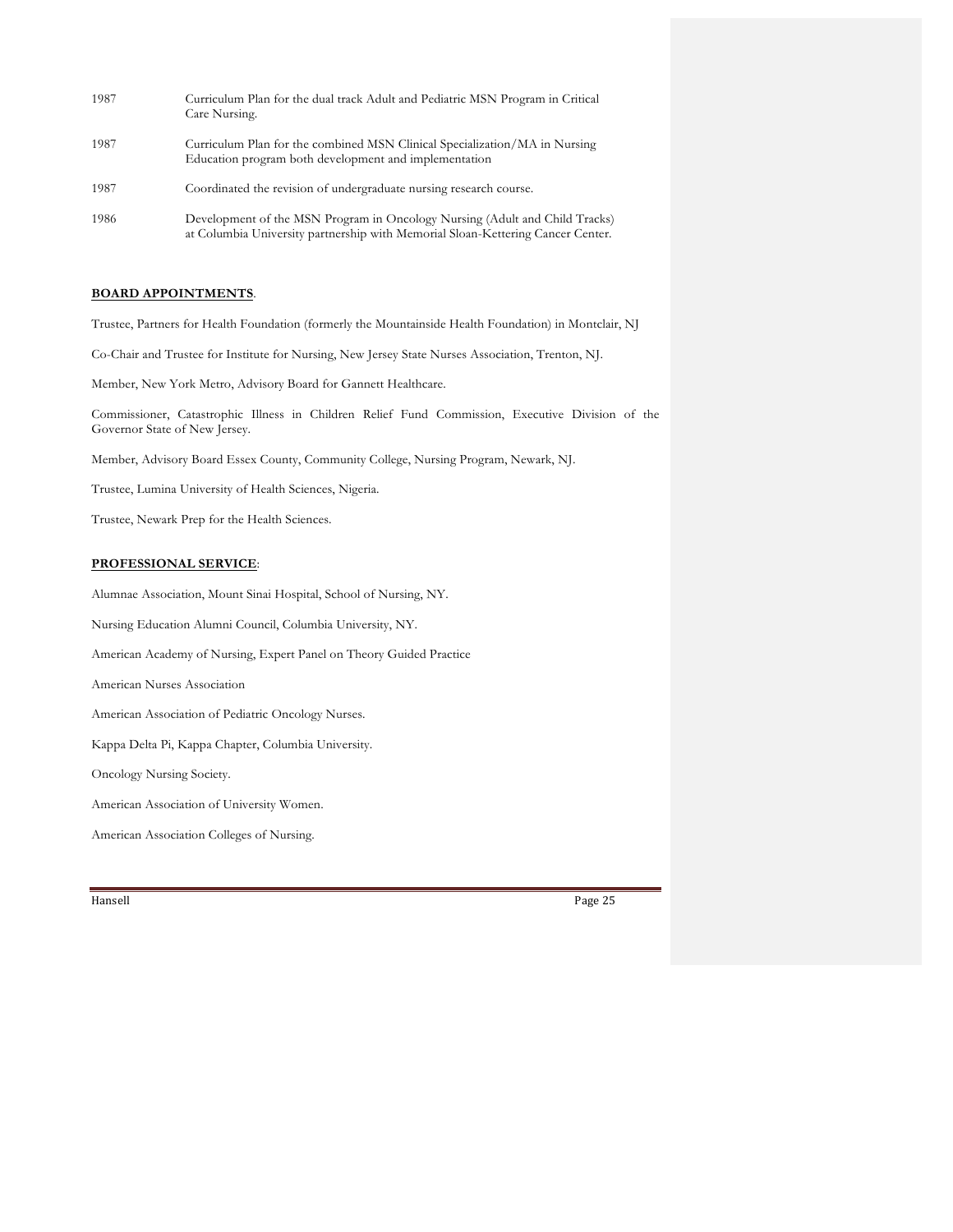| | |
|---|---|
| 1987 | Curriculum Plan for the dual track Adult and Pediatric MSN Program in Critical Care Nursing. |
| 1987 | Curriculum Plan for the combined MSN Clinical Specialization/MA in Nursing Education program both development and implementation |
| 1987 | Coordinated the revision of undergraduate nursing research course. |
| 1986 | Development of the MSN Program in Oncology Nursing (Adult and Child Tracks) at Columbia University partnership with Memorial Sloan-Kettering Cancer Center. |

**BOARD APPOINTMENTS**.

Trustee, Partners for Health Foundation (formerly the Mountainside Health Foundation) in Montclair, NJ

Co-Chair and Trustee for Institute for Nursing, New Jersey State Nurses Association, Trenton, NJ.

Member, New York Metro, Advisory Board for Gannett Healthcare.

Commissioner, Catastrophic Illness in Children Relief Fund Commission, Executive Division of the Governor State of New Jersey.

Member, Advisory Board Essex County, Community College, Nursing Program, Newark, NJ.

Trustee, Lumina University of Health Sciences, Nigeria.

Trustee, Newark Prep for the Health Sciences.

**PROFESSIONAL SERVICE**:

Alumnae Association, Mount Sinai Hospital, School of Nursing, NY.

Nursing Education Alumni Council, Columbia University, NY.

American Academy of Nursing, Expert Panel on Theory Guided Practice

American Nurses Association

American Association of Pediatric Oncology Nurses.

Kappa Delta Pi, Kappa Chapter, Columbia University.

Oncology Nursing Society.

American Association of University Women.

American Association Colleges of Nursing.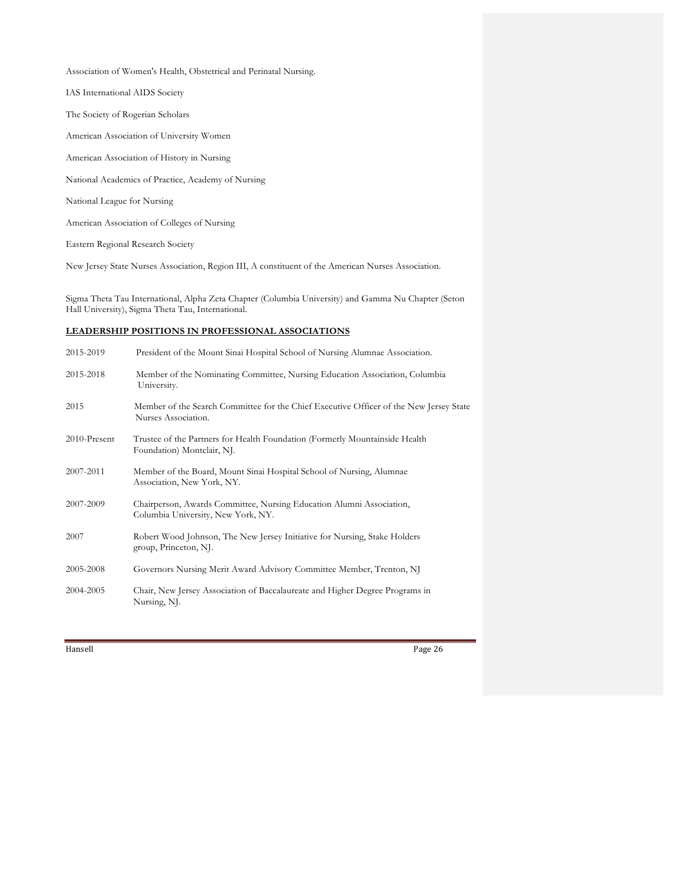Association of Women's Health, Obstetrical and Perinatal Nursing.

IAS International AIDS Society

The Society of Rogerian Scholars

American Association of University Women

American Association of History in Nursing

National Academics of Practice, Academy of Nursing

National League for Nursing

American Association of Colleges of Nursing

Eastern Regional Research Society

New Jersey State Nurses Association, Region III, A constituent of the American Nurses Association.

Sigma Theta Tau International, Alpha Zeta Chapter (Columbia University) and Gamma Nu Chapter (Seton Hall University), Sigma Theta Tau, International.

**LEADERSHIP POSITIONS IN PROFESSIONAL ASSOCIATIONS**

| | |
|---|---|
| 2015-2019 | President of the Mount Sinai Hospital School of Nursing Alumnae Association. |
| 2015-2018 | Member of the Nominating Committee, Nursing Education Association, Columbia University. |
| 2015 | Member of the Search Committee for the Chief Executive Officer of the New Jersey State Nurses Association. |
| 2010-Present | Trustee of the Partners for Health Foundation (Formerly Mountainside Health Foundation) Montclair, NJ. |
| 2007-2011 | Member of the Board, Mount Sinai Hospital School of Nursing, Alumnae Association, New York, NY. |
| 2007-2009 | Chairperson, Awards Committee, Nursing Education Alumni Association, Columbia University, New York, NY. |
| 2007 | Robert Wood Johnson, The New Jersey Initiative for Nursing, Stake Holders group, Princeton, NJ. |
| 2005-2008 | Governors Nursing Merit Award Advisory Committee Member, Trenton, NJ |
| 2004-2005 | Chair, New Jersey Association of Baccalaureate and Higher Degree Programs in Nursing, NJ. |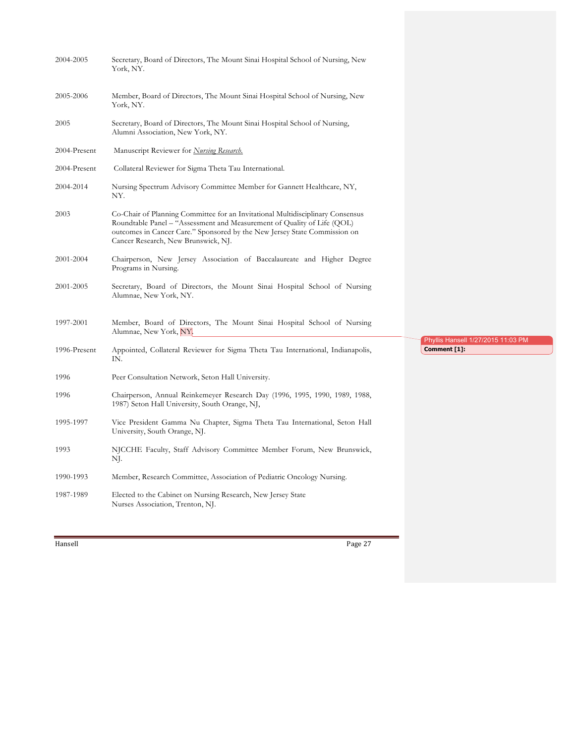| | |
|---|---|
| 2004-2005 | Secretary, Board of Directors, The Mount Sinai Hospital School of Nursing, New York, NY. |
| 2005-2006 | Member, Board of Directors, The Mount Sinai Hospital School of Nursing, New York, NY. |
| 2005 | Secretary, Board of Directors, The Mount Sinai Hospital School of Nursing, Alumni Association, New York, NY. |
| 2004-Present | Manuscript Reviewer for *Nursing Research.* |
| 2004-Present | Collateral Reviewer for Sigma Theta Tau International. |
| 2004-2014 | Nursing Spectrum Advisory Committee Member for Gannett Healthcare, NY, NY. |
| 2003 | Co-Chair of Planning Committee for an Invitational Multidisciplinary Consensus Roundtable Panel – "Assessment and Measurement of Quality of Life (QOL) outcomes in Cancer Care." Sponsored by the New Jersey State Commission on Cancer Research, New Brunswick, NJ. |
| 2001-2004 | Chairperson, New Jersey Association of Baccalaureate and Higher Degree Programs in Nursing. |
| 2001-2005 | Secretary, Board of Directors, the Mount Sinai Hospital School of Nursing Alumnae, New York, NY. |
| 1997-2001 | Member, Board of Directors, The Mount Sinai Hospital School of Nursing Alumnae, New York, NY. |
| 1996-Present | Appointed, Collateral Reviewer for Sigma Theta Tau International, Indianapolis, IN. |
| 1996 | Peer Consultation Network, Seton Hall University. |
| 1996 | Chairperson, Annual Reinkemeyer Research Day (1996, 1995, 1990, 1989, 1988, 1987) Seton Hall University, South Orange, NJ, |
| 1995-1997 | Vice President Gamma Nu Chapter, Sigma Theta Tau International, Seton Hall University, South Orange, NJ. |
| 1993 | NJCCHE Faculty, Staff Advisory Committee Member Forum, New Brunswick, NJ. |
| 1990-1993 | Member, Research Committee, Association of Pediatric Oncology Nursing. |
| 1987-1989 | Elected to the Cabinet on Nursing Research, New Jersey State Nurses Association, Trenton, NJ. |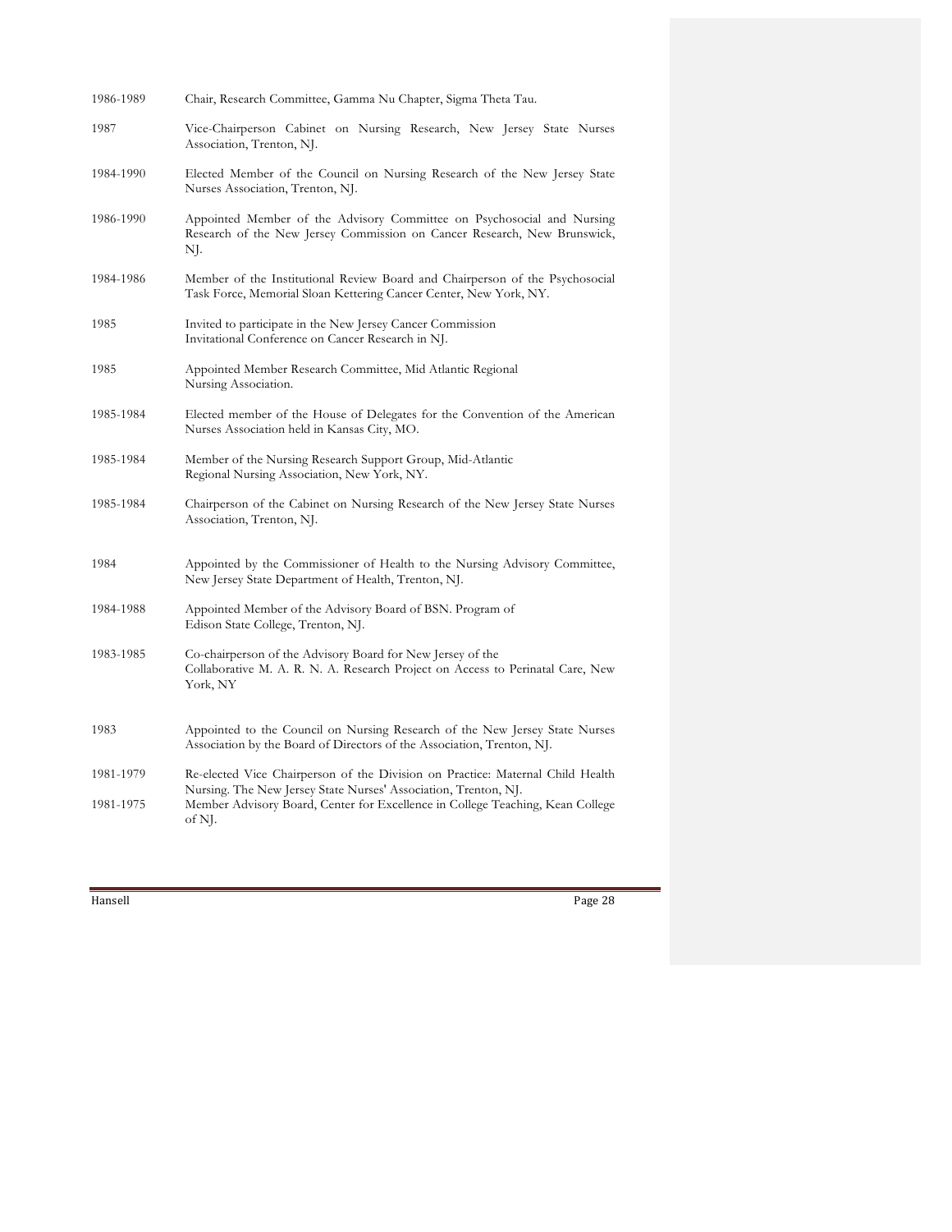| | |
|---|---|
| 1986-1989 | Chair, Research Committee, Gamma Nu Chapter, Sigma Theta Tau. |
| 1987 | Vice-Chairperson Cabinet on Nursing Research, New Jersey State Nurses Association, Trenton, NJ. |
| 1984-1990 | Elected Member of the Council on Nursing Research of the New Jersey State Nurses Association, Trenton, NJ. |
| 1986-1990 | Appointed Member of the Advisory Committee on Psychosocial and Nursing Research of the New Jersey Commission on Cancer Research, New Brunswick, NJ. |
| 1984-1986 | Member of the Institutional Review Board and Chairperson of the Psychosocial Task Force, Memorial Sloan Kettering Cancer Center, New York, NY. |
| 1985 | Invited to participate in the New Jersey Cancer Commission Invitational Conference on Cancer Research in NJ. |
| 1985 | Appointed Member Research Committee, Mid Atlantic Regional Nursing Association. |
| 1985-1984 | Elected member of the House of Delegates for the Convention of the American Nurses Association held in Kansas City, MO. |
| 1985-1984 | Member of the Nursing Research Support Group, Mid-Atlantic Regional Nursing Association, New York, NY. |
| 1985-1984 | Chairperson of the Cabinet on Nursing Research of the New Jersey State Nurses Association, Trenton, NJ. |
| 1984 | Appointed by the Commissioner of Health to the Nursing Advisory Committee, New Jersey State Department of Health, Trenton, NJ. |
| 1984-1988 | Appointed Member of the Advisory Board of BSN. Program of Edison State College, Trenton, NJ. |
| 1983-1985 | Co-chairperson of the Advisory Board for New Jersey of the Collaborative M. A. R. N. A. Research Project on Access to Perinatal Care, New York, NY |
| 1983 | Appointed to the Council on Nursing Research of the New Jersey State Nurses Association by the Board of Directors of the Association, Trenton, NJ. |
| 1981-1979 | Re-elected Vice Chairperson of the Division on Practice: Maternal Child Health Nursing. The New Jersey State Nurses' Association, Trenton, NJ. |
| 1981-1975 | Member Advisory Board, Center for Excellence in College Teaching, Kean College of NJ. |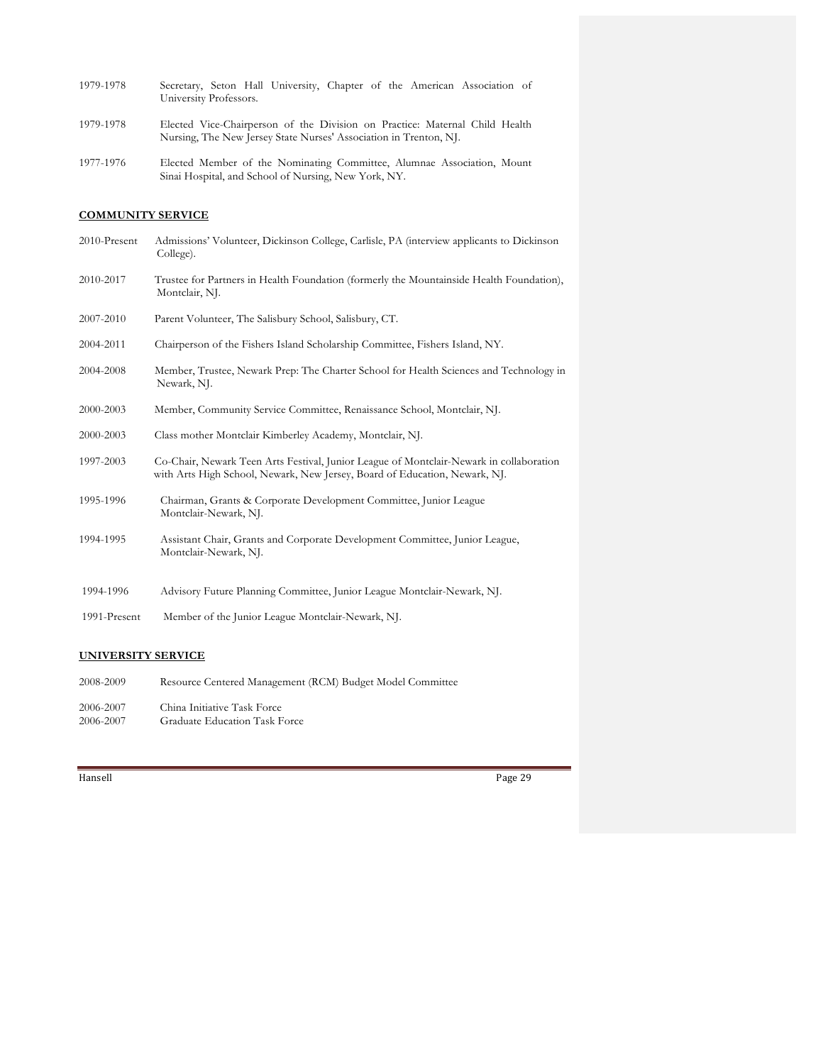1979-1978 Secretary, Seton Hall University, Chapter of the American Association of University Professors.

1979-1978 Elected Vice-Chairperson of the Division on Practice: Maternal Child Health Nursing, The New Jersey State Nurses' Association in Trenton, NJ.

1977-1976 Elected Member of the Nominating Committee, Alumnae Association, Mount Sinai Hospital, and School of Nursing, New York, NY.

## COMMUNITY SERVICE

2010-Present Admissions' Volunteer, Dickinson College, Carlisle, PA (interview applicants to Dickinson College).

2010-2017 Trustee for Partners in Health Foundation (formerly the Mountainside Health Foundation), Montclair, NJ.

2007-2010 Parent Volunteer, The Salisbury School, Salisbury, CT.

2004-2011 Chairperson of the Fishers Island Scholarship Committee, Fishers Island, NY.

2004-2008 Member, Trustee, Newark Prep: The Charter School for Health Sciences and Technology in Newark, NJ.

2000-2003 Member, Community Service Committee, Renaissance School, Montclair, NJ.

2000-2003 Class mother Montclair Kimberley Academy, Montclair, NJ.

1997-2003 Co-Chair, Newark Teen Arts Festival, Junior League of Montclair-Newark in collaboration with Arts High School, Newark, New Jersey, Board of Education, Newark, NJ.

1995-1996 Chairman, Grants & Corporate Development Committee, Junior League Montclair-Newark, NJ.

1994-1995 Assistant Chair, Grants and Corporate Development Committee, Junior League, Montclair-Newark, NJ.

1994-1996 Advisory Future Planning Committee, Junior League Montclair-Newark, NJ.

1991-Present Member of the Junior League Montclair-Newark, NJ.

## UNIVERSITY SERVICE

2008-2009 Resource Centered Management (RCM) Budget Model Committee

2006-2007 China Initiative Task Force
2006-2007 Graduate Education Task Force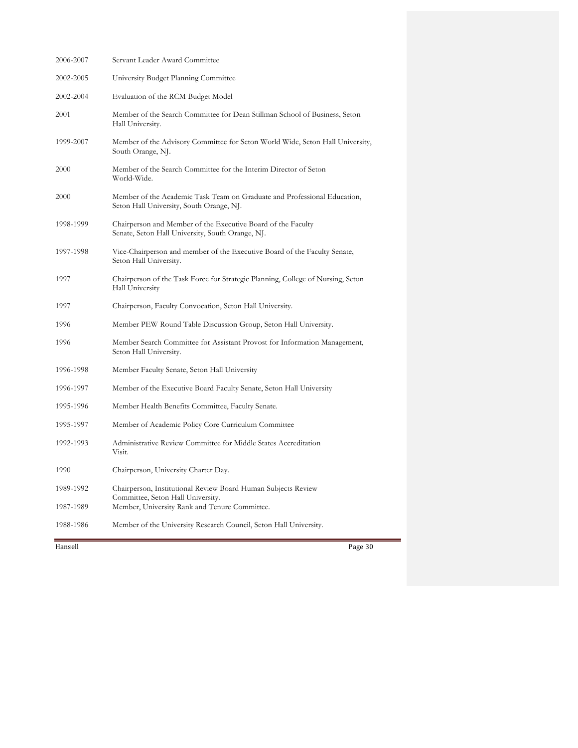| | |
|---|---|
| 2006-2007 | Servant Leader Award Committee |
| 2002-2005 | University Budget Planning Committee |
| 2002-2004 | Evaluation of the RCM Budget Model |
| 2001 | Member of the Search Committee for Dean Stillman School of Business, Seton Hall University. |
| 1999-2007 | Member of the Advisory Committee for Seton World Wide, Seton Hall University, South Orange, NJ. |
| 2000 | Member of the Search Committee for the Interim Director of Seton World-Wide. |
| 2000 | Member of the Academic Task Team on Graduate and Professional Education, Seton Hall University, South Orange, NJ. |
| 1998-1999 | Chairperson and Member of the Executive Board of the Faculty Senate, Seton Hall University, South Orange, NJ. |
| 1997-1998 | Vice-Chairperson and member of the Executive Board of the Faculty Senate, Seton Hall University. |
| 1997 | Chairperson of the Task Force for Strategic Planning, College of Nursing, Seton Hall University |
| 1997 | Chairperson, Faculty Convocation, Seton Hall University. |
| 1996 | Member PEW Round Table Discussion Group, Seton Hall University. |
| 1996 | Member Search Committee for Assistant Provost for Information Management, Seton Hall University. |
| 1996-1998 | Member Faculty Senate, Seton Hall University |
| 1996-1997 | Member of the Executive Board Faculty Senate, Seton Hall University |
| 1995-1996 | Member Health Benefits Committee, Faculty Senate. |
| 1995-1997 | Member of Academic Policy Core Curriculum Committee |
| 1992-1993 | Administrative Review Committee for Middle States Accreditation Visit. |
| 1990 | Chairperson, University Charter Day. |
| 1989-1992 | Chairperson, Institutional Review Board Human Subjects Review Committee, Seton Hall University. |
| 1987-1989 | Member, University Rank and Tenure Committee. |
| 1988-1986 | Member of the University Research Council, Seton Hall University. |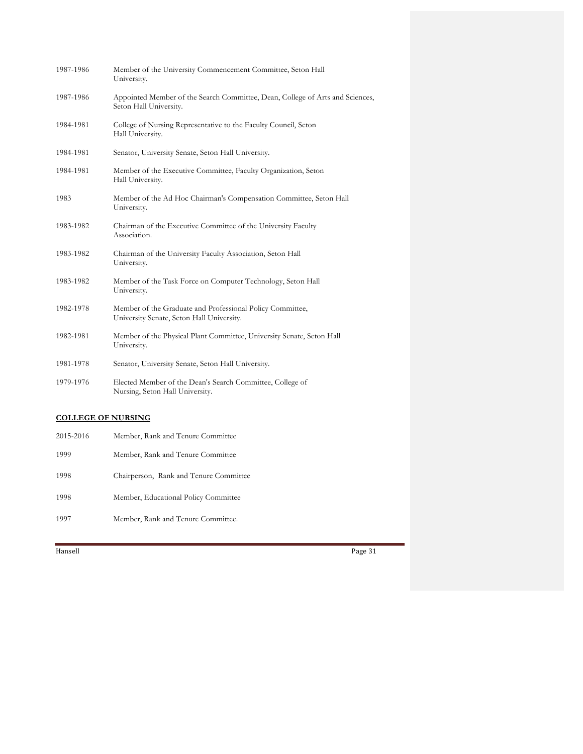1987-1986 Member of the University Commencement Committee, Seton Hall University.

1987-1986 Appointed Member of the Search Committee, Dean, College of Arts and Sciences, Seton Hall University.

1984-1981 College of Nursing Representative to the Faculty Council, Seton Hall University.

1984-1981 Senator, University Senate, Seton Hall University.

1984-1981 Member of the Executive Committee, Faculty Organization, Seton Hall University.

1983 Member of the Ad Hoc Chairman's Compensation Committee, Seton Hall University.

1983-1982 Chairman of the Executive Committee of the University Faculty Association.

1983-1982 Chairman of the University Faculty Association, Seton Hall University.

1983-1982 Member of the Task Force on Computer Technology, Seton Hall University.

1982-1978 Member of the Graduate and Professional Policy Committee, University Senate, Seton Hall University.

1982-1981 Member of the Physical Plant Committee, University Senate, Seton Hall University.

1981-1978 Senator, University Senate, Seton Hall University.

1979-1976 Elected Member of the Dean's Search Committee, College of Nursing, Seton Hall University.

**COLLEGE OF NURSING**

2015-2016 Member, Rank and Tenure Committee

1999 Member, Rank and Tenure Committee

1998 Chairperson, Rank and Tenure Committee

1998 Member, Educational Policy Committee

1997 Member, Rank and Tenure Committee.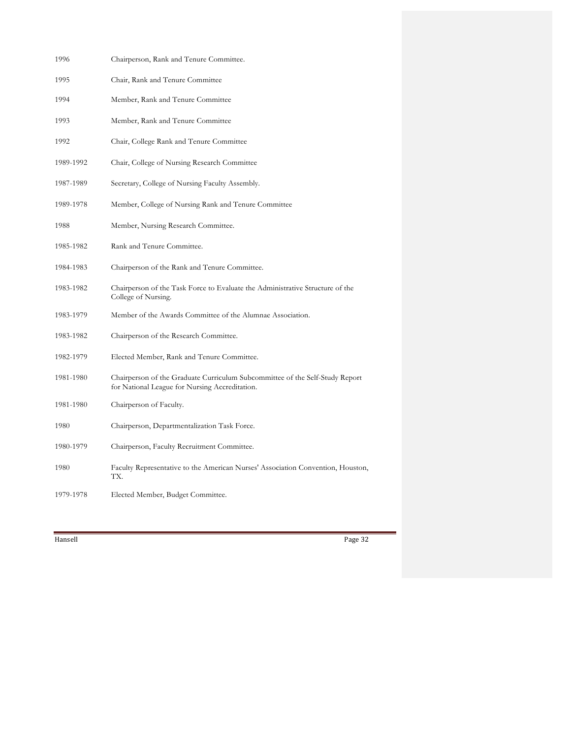1996 Chairperson, Rank and Tenure Committee.

1995 Chair, Rank and Tenure Committee

1994 Member, Rank and Tenure Committee

1993 Member, Rank and Tenure Committee

1992 Chair, College Rank and Tenure Committee

1989-1992 Chair, College of Nursing Research Committee

1987-1989 Secretary, College of Nursing Faculty Assembly.

1989-1978 Member, College of Nursing Rank and Tenure Committee

1988 Member, Nursing Research Committee.

1985-1982 Rank and Tenure Committee.

1984-1983 Chairperson of the Rank and Tenure Committee.

1983-1982 Chairperson of the Task Force to Evaluate the Administrative Structure of the College of Nursing.

1983-1979 Member of the Awards Committee of the Alumnae Association.

1983-1982 Chairperson of the Research Committee.

1982-1979 Elected Member, Rank and Tenure Committee.

1981-1980 Chairperson of the Graduate Curriculum Subcommittee of the Self-Study Report for National League for Nursing Accreditation.

1981-1980 Chairperson of Faculty.

1980 Chairperson, Departmentalization Task Force.

1980-1979 Chairperson, Faculty Recruitment Committee.

1980 Faculty Representative to the American Nurses' Association Convention, Houston, TX.

1979-1978 Elected Member, Budget Committee.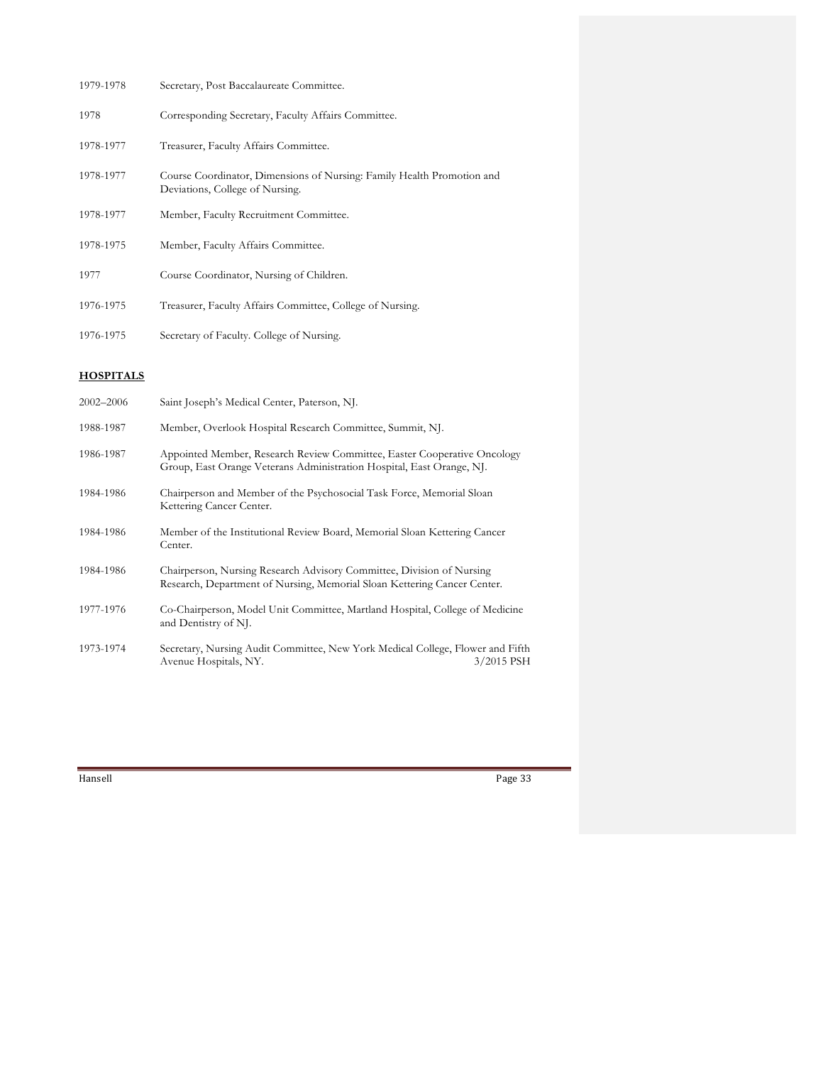| | |
|---|---|
| 1979-1978 | Secretary, Post Baccalaureate Committee. |
| 1978 | Corresponding Secretary, Faculty Affairs Committee. |
| 1978-1977 | Treasurer, Faculty Affairs Committee. |
| 1978-1977 | Course Coordinator, Dimensions of Nursing: Family Health Promotion and Deviations, College of Nursing. |
| 1978-1977 | Member, Faculty Recruitment Committee. |
| 1978-1975 | Member, Faculty Affairs Committee. |
| 1977 | Course Coordinator, Nursing of Children. |
| 1976-1975 | Treasurer, Faculty Affairs Committee, College of Nursing. |
| 1976-1975 | Secretary of Faculty. College of Nursing. |

**HOSPITALS**

| | |
|---|---|
| 2002–2006 | Saint Joseph's Medical Center, Paterson, NJ. |
| 1988-1987 | Member, Overlook Hospital Research Committee, Summit, NJ. |
| 1986-1987 | Appointed Member, Research Review Committee, Easter Cooperative Oncology Group, East Orange Veterans Administration Hospital, East Orange, NJ. |
| 1984-1986 | Chairperson and Member of the Psychosocial Task Force, Memorial Sloan Kettering Cancer Center. |
| 1984-1986 | Member of the Institutional Review Board, Memorial Sloan Kettering Cancer Center. |
| 1984-1986 | Chairperson, Nursing Research Advisory Committee, Division of Nursing Research, Department of Nursing, Memorial Sloan Kettering Cancer Center. |
| 1977-1976 | Co-Chairperson, Model Unit Committee, Martland Hospital, College of Medicine and Dentistry of NJ. |
| 1973-1974 | Secretary, Nursing Audit Committee, New York Medical College, Flower and Fifth Avenue Hospitals, NY. |

3/2015 PSH